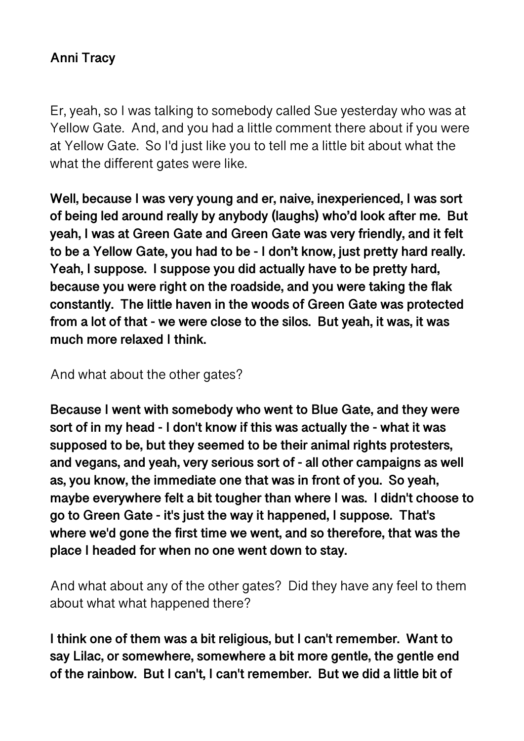**Anni Tracy**

Er, yeah, so I was talking to somebody called Sue yesterday who was at Yellow Gate. And, and you had a little comment there about if you were at Yellow Gate. So I'd just like you to tell me a little bit about what the what the different gates were like.

**Well, because I was very young and er, naive, inexperienced, I was sort of being led around really by anybody (laughs) who'd look after me. But yeah, I was at Green Gate and Green Gate was very friendly, and it felt to be a Yellow Gate, you had to be - I don't know, just pretty hard really. Yeah, I suppose. I suppose you did actually have to be pretty hard, because you were right on the roadside, and you were taking the flak constantly. The little haven in the woods of Green Gate was protected from a lot of that - we were close to the silos. But yeah, it was, it was much more relaxed I think.**

And what about the other gates?

**Because I went with somebody who went to Blue Gate, and they were sort of in my head - I don't know if this was actually the - what it was supposed to be, but they seemed to be their animal rights protesters, and vegans, and yeah, very serious sort of - all other campaigns as well as, you know, the immediate one that was in front of you. So yeah, maybe everywhere felt a bit tougher than where I was. I didn't choose to go to Green Gate - it's just the way it happened, I suppose. That's where we'd gone the first time we went, and so therefore, that was the place I headed for when no one went down to stay.**

And what about any of the other gates? Did they have any feel to them about what what happened there?

**I think one of them was a bit religious, but I can't remember. Want to say Lilac, or somewhere, somewhere a bit more gentle, the gentle end of the rainbow. But I can't, I can't remember. But we did a little bit of**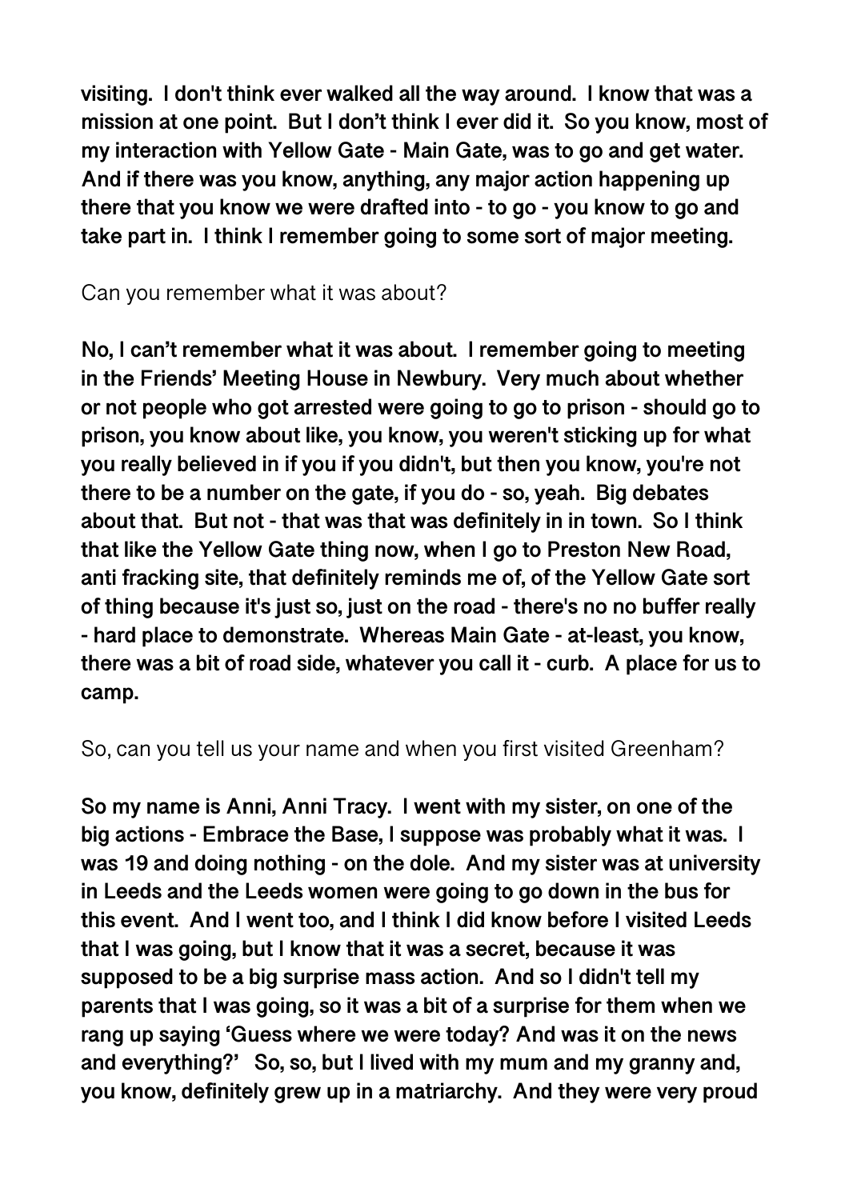**visiting. I don't think ever walked all the way around. I know that was a mission at one point. But I don't think I ever did it. So you know, most of my interaction with Yellow Gate - Main Gate, was to go and get water. And if there was you know, anything, any major action happening up there that you know we were drafted into - to go - you know to go and take part in. I think I remember going to some sort of major meeting.**

Can you remember what it was about?

**No, I can't remember what it was about. I remember going to meeting in the Friends' Meeting House in Newbury. Very much about whether or not people who got arrested were going to go to prison - should go to prison, you know about like, you know, you weren't sticking up for what you really believed in if you if you didn't, but then you know, you're not there to be a number on the gate, if you do - so, yeah. Big debates about that. But not - that was that was definitely in in town. So I think that like the Yellow Gate thing now, when I go to Preston New Road, anti fracking site, that definitely reminds me of, of the Yellow Gate sort of thing because it's just so, just on the road - there's no no buffer really - hard place to demonstrate. Whereas Main Gate - at-least, you know, there was a bit of road side, whatever you call it - curb. A place for us to camp.**

So, can you tell us your name and when you first visited Greenham?

**So my name is Anni, Anni Tracy. I went with my sister, on one of the big actions - Embrace the Base, I suppose was probably what it was. I was 19 and doing nothing - on the dole. And my sister was at university in Leeds and the Leeds women were going to go down in the bus for this event. And I went too, and I think I did know before I visited Leeds that I was going, but I know that it was a secret, because it was supposed to be a big surprise mass action. And so I didn't tell my parents that I was going, so it was a bit of a surprise for them when we rang up saying 'Guess where we were today? And was it on the news and everything?' So, so, but I lived with my mum and my granny and, you know, definitely grew up in a matriarchy. And they were very proud**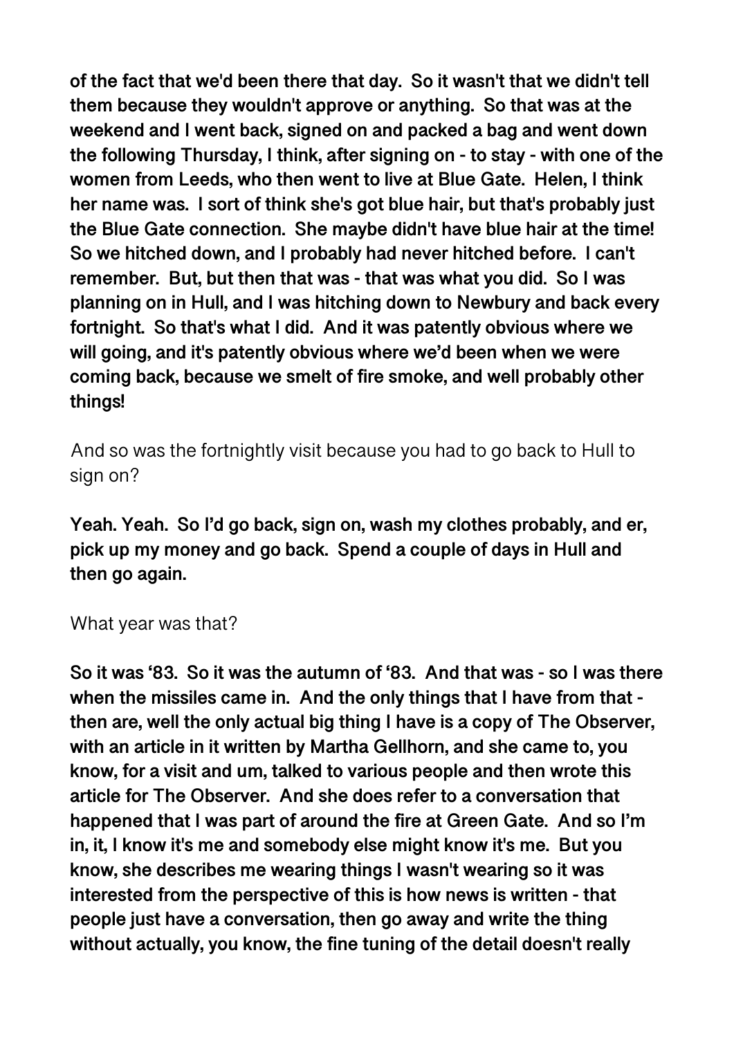**of the fact that we'd been there that day. So it wasn't that we didn't tell them because they wouldn't approve or anything. So that was at the weekend and I went back, signed on and packed a bag and went down the following Thursday, I think, after signing on - to stay - with one of the women from Leeds, who then went to live at Blue Gate. Helen, I think her name was. I sort of think she's got blue hair, but that's probably just the Blue Gate connection. She maybe didn't have blue hair at the time! So we hitched down, and I probably had never hitched before. I can't remember. But, but then that was - that was what you did. So I was planning on in Hull, and I was hitching down to Newbury and back every fortnight. So that's what I did. And it was patently obvious where we will going, and it's patently obvious where we'd been when we were coming back, because we smelt of fire smoke, and well probably other things!**

And so was the fortnightly visit because you had to go back to Hull to sign on?

**Yeah. Yeah. So I'd go back, sign on, wash my clothes probably, and er, pick up my money and go back. Spend a couple of days in Hull and then go again.**

What year was that?

**So it was '83. So it was the autumn of '83. And that was - so I was there when the missiles came in. And the only things that I have from that - then are, well the only actual big thing I have is a copy of The Observer, with an article in it written by Martha Gellhorn, and she came to, you know, for a visit and um, talked to various people and then wrote this article for The Observer. And she does refer to a conversation that happened that I was part of around the fire at Green Gate. And so I'm in, it, I know it's me and somebody else might know it's me. But you know, she describes me wearing things I wasn't wearing so it was interested from the perspective of this is how news is written - that people just have a conversation, then go away and write the thing without actually, you know, the fine tuning of the detail doesn't really**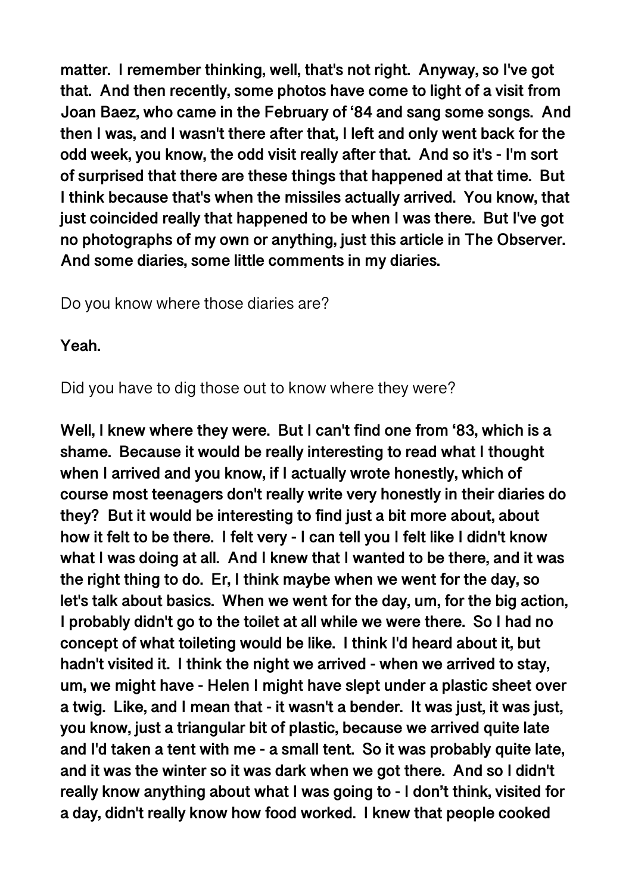**matter. I remember thinking, well, that's not right. Anyway, so I've got that. And then recently, some photos have come to light of a visit from Joan Baez, who came in the February of '84 and sang some songs. And then I was, and I wasn't there after that, I left and only went back for the odd week, you know, the odd visit really after that. And so it's - I'm sort of surprised that there are these things that happened at that time. But I think because that's when the missiles actually arrived. You know, that just coincided really that happened to be when I was there. But I've got no photographs of my own or anything, just this article in The Observer. And some diaries, some little comments in my diaries.**

Do you know where those diaries are?

**Yeah.**

Did you have to dig those out to know where they were?

**Well, I knew where they were. But I can't find one from '83, which is a shame. Because it would be really interesting to read what I thought when I arrived and you know, if I actually wrote honestly, which of course most teenagers don't really write very honestly in their diaries do they? But it would be interesting to find just a bit more about, about how it felt to be there. I felt very - I can tell you I felt like I didn't know what I was doing at all. And I knew that I wanted to be there, and it was the right thing to do. Er, I think maybe when we went for the day, so let's talk about basics. When we went for the day, um, for the big action, I probably didn't go to the toilet at all while we were there. So I had no concept of what toileting would be like. I think I'd heard about it, but hadn't visited it. I think the night we arrived - when we arrived to stay, um, we might have - Helen I might have slept under a plastic sheet over a twig. Like, and I mean that - it wasn't a bender. It was just, it was just, you know, just a triangular bit of plastic, because we arrived quite late and I'd taken a tent with me - a small tent. So it was probably quite late, and it was the winter so it was dark when we got there. And so I didn't really know anything about what I was going to - I don't think, visited for a day, didn't really know how food worked. I knew that people cooked**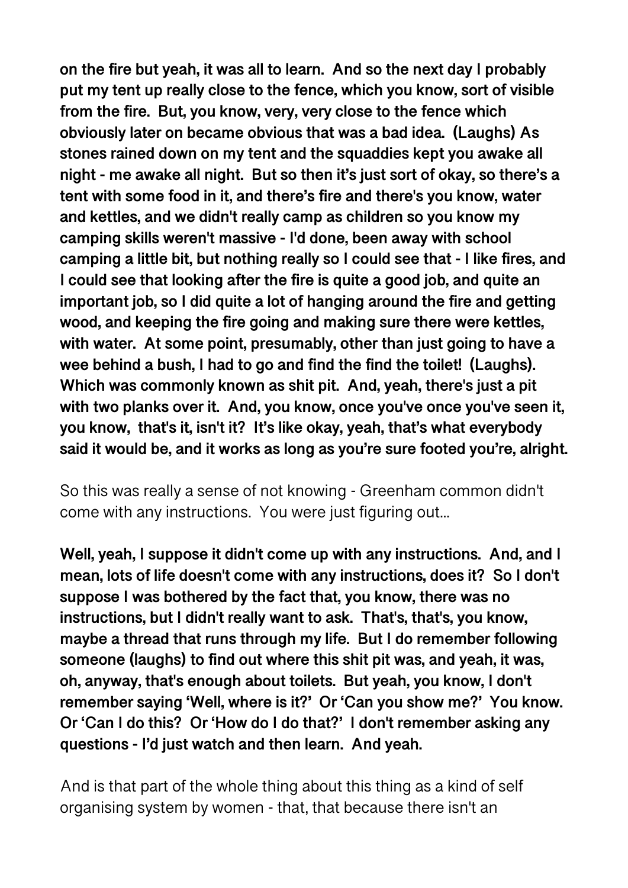**on the fire but yeah, it was all to learn. And so the next day I probably put my tent up really close to the fence, which you know, sort of visible from the fire. But, you know, very, very close to the fence which obviously later on became obvious that was a bad idea. (Laughs) As stones rained down on my tent and the squaddies kept you awake all night - me awake all night. But so then it's just sort of okay, so there's a tent with some food in it, and there's fire and there's you know, water and kettles, and we didn't really camp as children so you know my camping skills weren't massive - I'd done, been away with school camping a little bit, but nothing really so I could see that - I like fires, and I could see that looking after the fire is quite a good job, and quite an important job, so I did quite a lot of hanging around the fire and getting wood, and keeping the fire going and making sure there were kettles, with water. At some point, presumably, other than just going to have a wee behind a bush, I had to go and find the find the toilet! (Laughs). Which was commonly known as shit pit. And, yeah, there's just a pit with two planks over it. And, you know, once you've once you've seen it, you know, that's it, isn't it? It's like okay, yeah, that's what everybody said it would be, and it works as long as you're sure footed you're, alright.**

So this was really a sense of not knowing - Greenham common didn't come with any instructions. You were just figuring out...

**Well, yeah, I suppose it didn't come up with any instructions. And, and I mean, lots of life doesn't come with any instructions, does it? So I don't suppose I was bothered by the fact that, you know, there was no instructions, but I didn't really want to ask. That's, that's, you know, maybe a thread that runs through my life. But I do remember following someone (laughs) to find out where this shit pit was, and yeah, it was, oh, anyway, that's enough about toilets. But yeah, you know, I don't remember saying 'Well, where is it?' Or 'Can you show me?' You know. Or 'Can I do this? Or 'How do I do that?' I don't remember asking any questions - I'd just watch and then learn. And yeah.**

And is that part of the whole thing about this thing as a kind of self organising system by women - that, that because there isn't an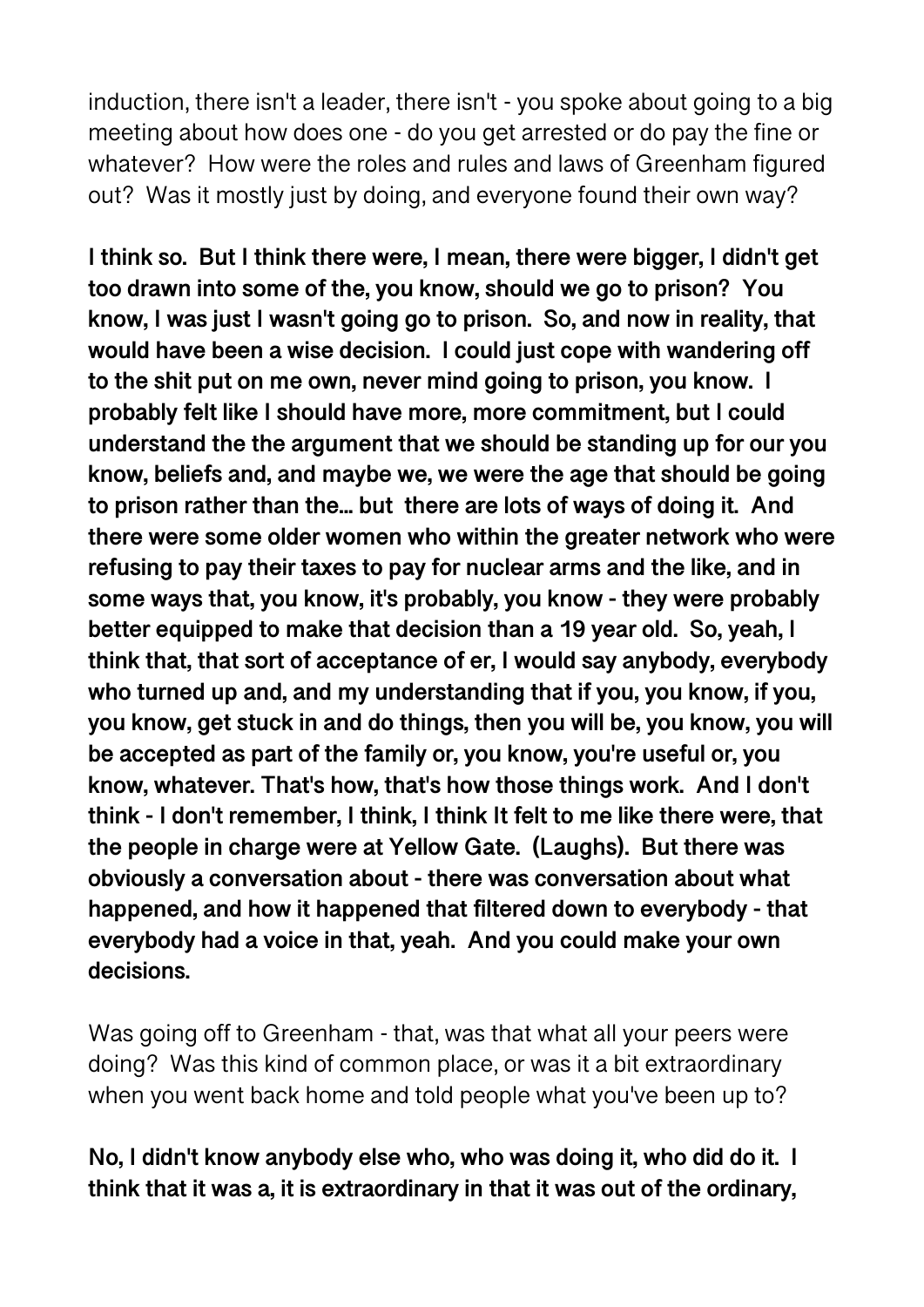induction, there isn't a leader, there isn't - you spoke about going to a big meeting about how does one - do you get arrested or do pay the fine or whatever? How were the roles and rules and laws of Greenham figured out? Was it mostly just by doing, and everyone found their own way?

**I think so. But I think there were, I mean, there were bigger, I didn't get too drawn into some of the, you know, should we go to prison? You know, I was just I wasn't going go to prison. So, and now in reality, that would have been a wise decision. I could just cope with wandering off to the shit put on me own, never mind going to prison, you know. I probably felt like I should have more, more commitment, but I could understand the the argument that we should be standing up for our you know, beliefs and, and maybe we, we were the age that should be going to prison rather than the... but there are lots of ways of doing it. And there were some older women who within the greater network who were refusing to pay their taxes to pay for nuclear arms and the like, and in some ways that, you know, it's probably, you know - they were probably better equipped to make that decision than a 19 year old. So, yeah, I think that, that sort of acceptance of er, I would say anybody, everybody who turned up and, and my understanding that if you, you know, if you, you know, get stuck in and do things, then you will be, you know, you will be accepted as part of the family or, you know, you're useful or, you know, whatever. That's how, that's how those things work. And I don't think - I don't remember, I think, I think It felt to me like there were, that the people in charge were at Yellow Gate. (Laughs). But there was obviously a conversation about - there was conversation about what happened, and how it happened that filtered down to everybody - that everybody had a voice in that, yeah. And you could make your own decisions.**

Was going off to Greenham - that, was that what all your peers were doing? Was this kind of common place, or was it a bit extraordinary when you went back home and told people what you've been up to?

**No, I didn't know anybody else who, who was doing it, who did do it. I think that it was a, it is extraordinary in that it was out of the ordinary,**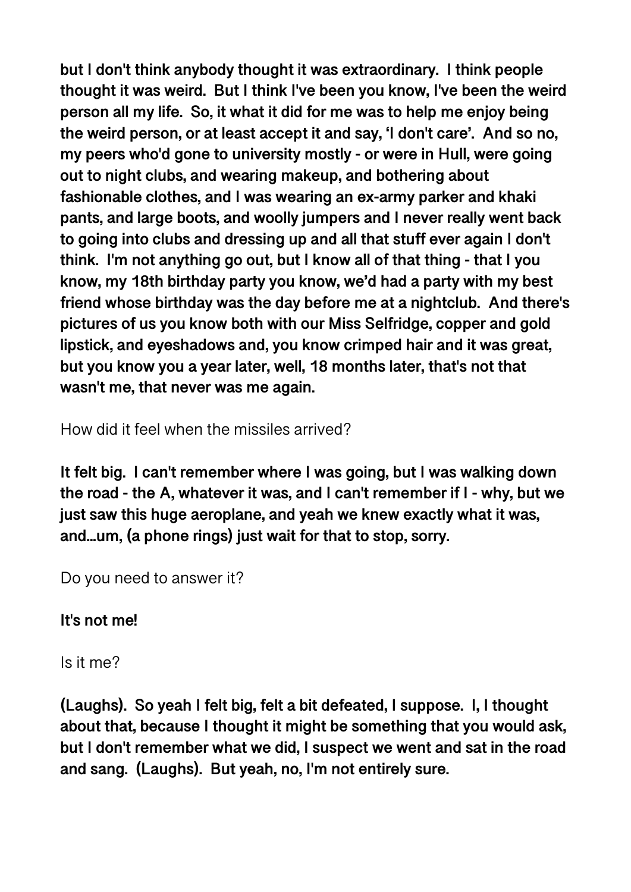**but I don't think anybody thought it was extraordinary. I think people thought it was weird. But I think I've been you know, I've been the weird person all my life. So, it what it did for me was to help me enjoy being the weird person, or at least accept it and say, 'I don't care'. And so no, my peers who'd gone to university mostly - or were in Hull, were going out to night clubs, and wearing makeup, and bothering about fashionable clothes, and I was wearing an ex-army parker and khaki pants, and large boots, and woolly jumpers and I never really went back to going into clubs and dressing up and all that stuff ever again I don't think. I'm not anything go out, but I know all of that thing - that I you know, my 18th birthday party you know, we'd had a party with my best friend whose birthday was the day before me at a nightclub. And there's pictures of us you know both with our Miss Selfridge, copper and gold lipstick, and eyeshadows and, you know crimped hair and it was great, but you know you a year later, well, 18 months later, that's not that wasn't me, that never was me again.**

How did it feel when the missiles arrived?

**It felt big. I can't remember where I was going, but I was walking down the road - the A, whatever it was, and I can't remember if I - why, but we just saw this huge aeroplane, and yeah we knew exactly what it was, and...um, (a phone rings) just wait for that to stop, sorry.**

Do you need to answer it?

**It's not me!**

Is it me?

**(Laughs). So yeah I felt big, felt a bit defeated, I suppose. I, I thought about that, because I thought it might be something that you would ask, but I don't remember what we did, I suspect we went and sat in the road and sang. (Laughs). But yeah, no, I'm not entirely sure.**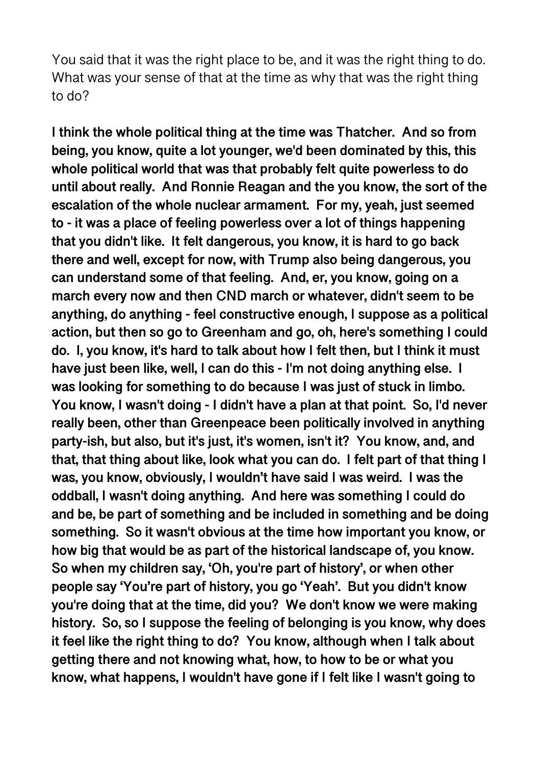You said that it was the right place to be, and it was the right thing to do. What was your sense of that at the time as why that was the right thing to do?

**I think the whole political thing at the time was Thatcher. And so from being, you know, quite a lot younger, we'd been dominated by this, this whole political world that was that probably felt quite powerless to do until about really. And Ronnie Reagan and the you know, the sort of the escalation of the whole nuclear armament. For my, yeah, just seemed to - it was a place of feeling powerless over a lot of things happening that you didn't like. It felt dangerous, you know, it is hard to go back there and well, except for now, with Trump also being dangerous, you can understand some of that feeling. And, er, you know, going on a march every now and then CND march or whatever, didn't seem to be anything, do anything - feel constructive enough, I suppose as a political action, but then so go to Greenham and go, oh, here's something I could do. I, you know, it's hard to talk about how I felt then, but I think it must have just been like, well, I can do this - I'm not doing anything else. I was looking for something to do because I was just of stuck in limbo. You know, I wasn't doing - I didn't have a plan at that point. So, I'd never really been, other than Greenpeace been politically involved in anything party-ish, but also, but it's just, it's women, isn't it? You know, and, and that, that thing about like, look what you can do. I felt part of that thing I was, you know, obviously, I wouldn't have said I was weird. I was the oddball, I wasn't doing anything. And here was something I could do and be, be part of something and be included in something and be doing something. So it wasn't obvious at the time how important you know, or how big that would be as part of the historical landscape of, you know. So when my children say, 'Oh, you're part of history', or when other people say 'You're part of history, you go 'Yeah'. But you didn't know you're doing that at the time, did you? We don't know we were making history. So, so I suppose the feeling of belonging is you know, why does it feel like the right thing to do? You know, although when I talk about getting there and not knowing what, how, to how to be or what you know, what happens, I wouldn't have gone if I felt like I wasn't going to**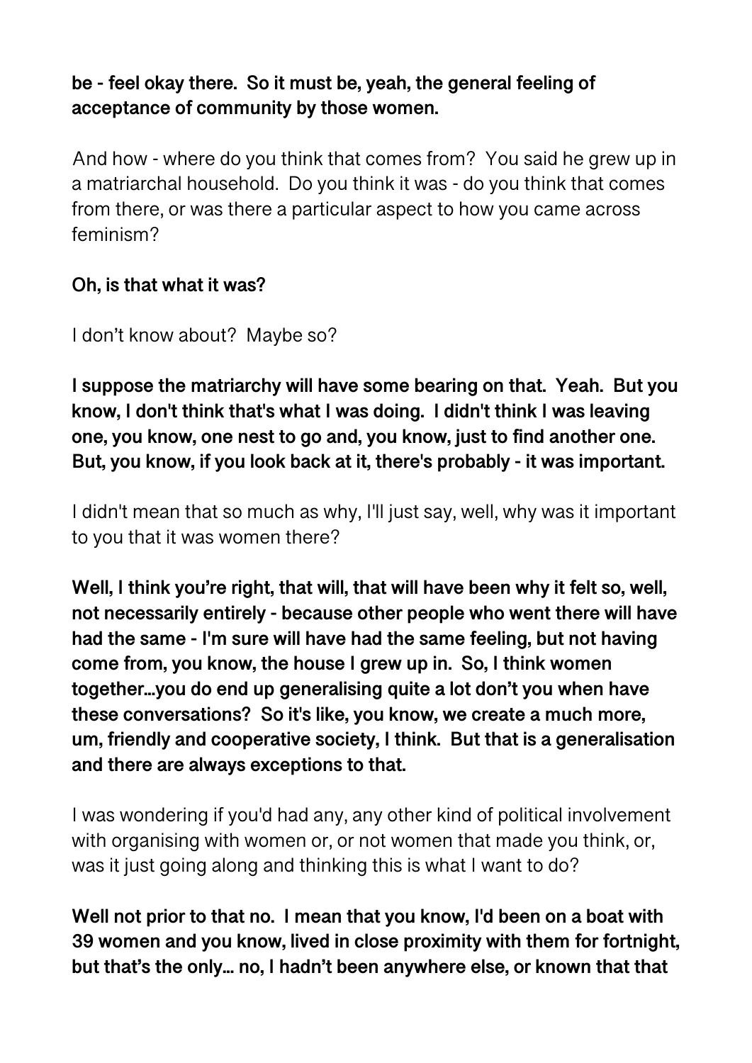**be - feel okay there. So it must be, yeah, the general feeling of acceptance of community by those women.**

And how - where do you think that comes from? You said he grew up in a matriarchal household. Do you think it was - do you think that comes from there, or was there a particular aspect to how you came across feminism?

**Oh, is that what it was?**

I don't know about? Maybe so?

**I suppose the matriarchy will have some bearing on that. Yeah. But you know, I don't think that's what I was doing. I didn't think I was leaving one, you know, one nest to go and, you know, just to find another one. But, you know, if you look back at it, there's probably - it was important.**

I didn't mean that so much as why, I'll just say, well, why was it important to you that it was women there?

**Well, I think you're right, that will, that will have been why it felt so, well, not necessarily entirely - because other people who went there will have had the same - I'm sure will have had the same feeling, but not having come from, you know, the house I grew up in. So, I think women together…you do end up generalising quite a lot don't you when have these conversations? So it's like, you know, we create a much more, um, friendly and cooperative society, I think. But that is a generalisation and there are always exceptions to that.**

I was wondering if you'd had any, any other kind of political involvement with organising with women or, or not women that made you think, or, was it just going along and thinking this is what I want to do?

**Well not prior to that no. I mean that you know, I'd been on a boat with 39 women and you know, lived in close proximity with them for fortnight, but that's the only… no, I hadn't been anywhere else, or known that that**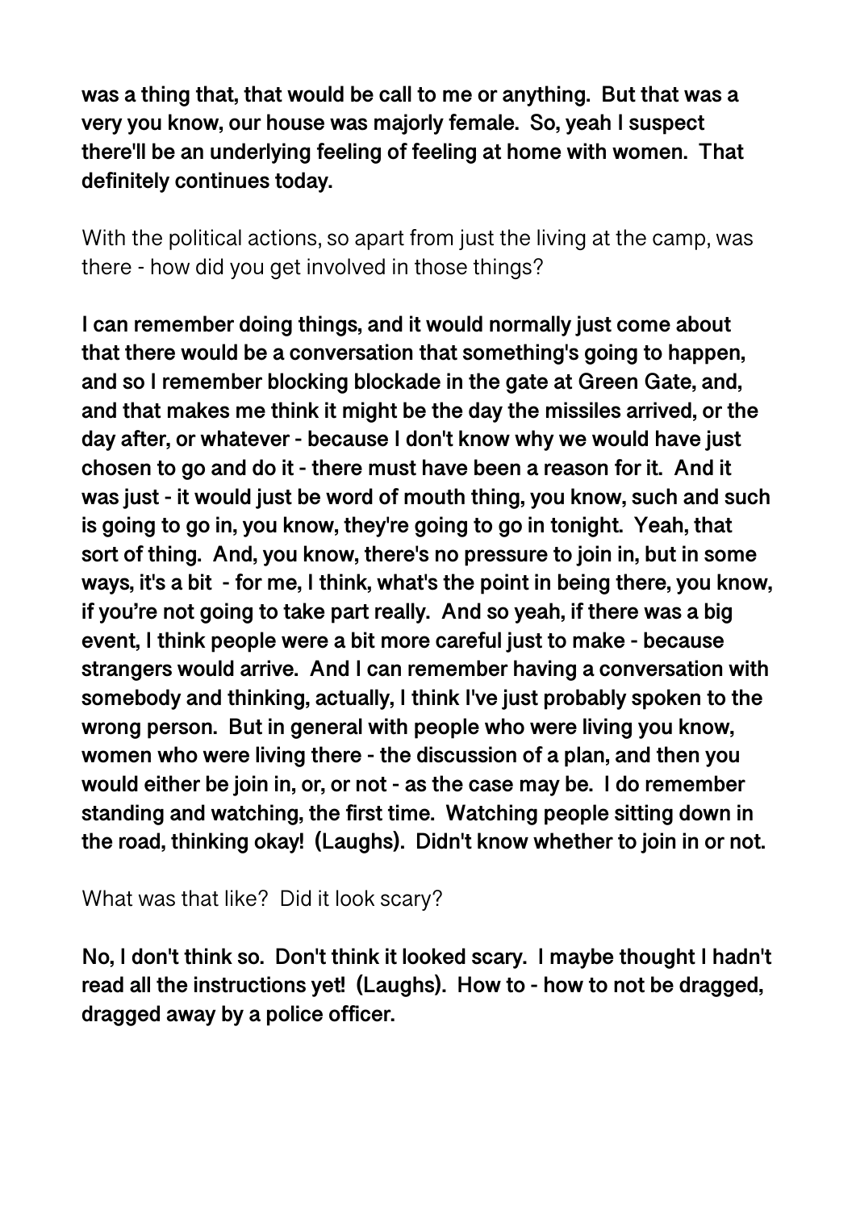**was a thing that, that would be call to me or anything. But that was a very you know, our house was majorly female. So, yeah I suspect there'll be an underlying feeling of feeling at home with women. That definitely continues today.**

With the political actions, so apart from just the living at the camp, was there - how did you get involved in those things?

**I can remember doing things, and it would normally just come about that there would be a conversation that something's going to happen, and so I remember blocking blockade in the gate at Green Gate, and, and that makes me think it might be the day the missiles arrived, or the day after, or whatever - because I don't know why we would have just chosen to go and do it - there must have been a reason for it. And it was just - it would just be word of mouth thing, you know, such and such is going to go in, you know, they're going to go in tonight. Yeah, that sort of thing. And, you know, there's no pressure to join in, but in some ways, it's a bit - for me, I think, what's the point in being there, you know, if you're not going to take part really. And so yeah, if there was a big event, I think people were a bit more careful just to make - because strangers would arrive. And I can remember having a conversation with somebody and thinking, actually, I think I've just probably spoken to the wrong person. But in general with people who were living you know, women who were living there - the discussion of a plan, and then you would either be join in, or, or not - as the case may be. I do remember standing and watching, the first time. Watching people sitting down in the road, thinking okay! (Laughs). Didn't know whether to join in or not.**

What was that like? Did it look scary?

**No, I don't think so. Don't think it looked scary. I maybe thought I hadn't read all the instructions yet! (Laughs). How to - how to not be dragged, dragged away by a police officer.**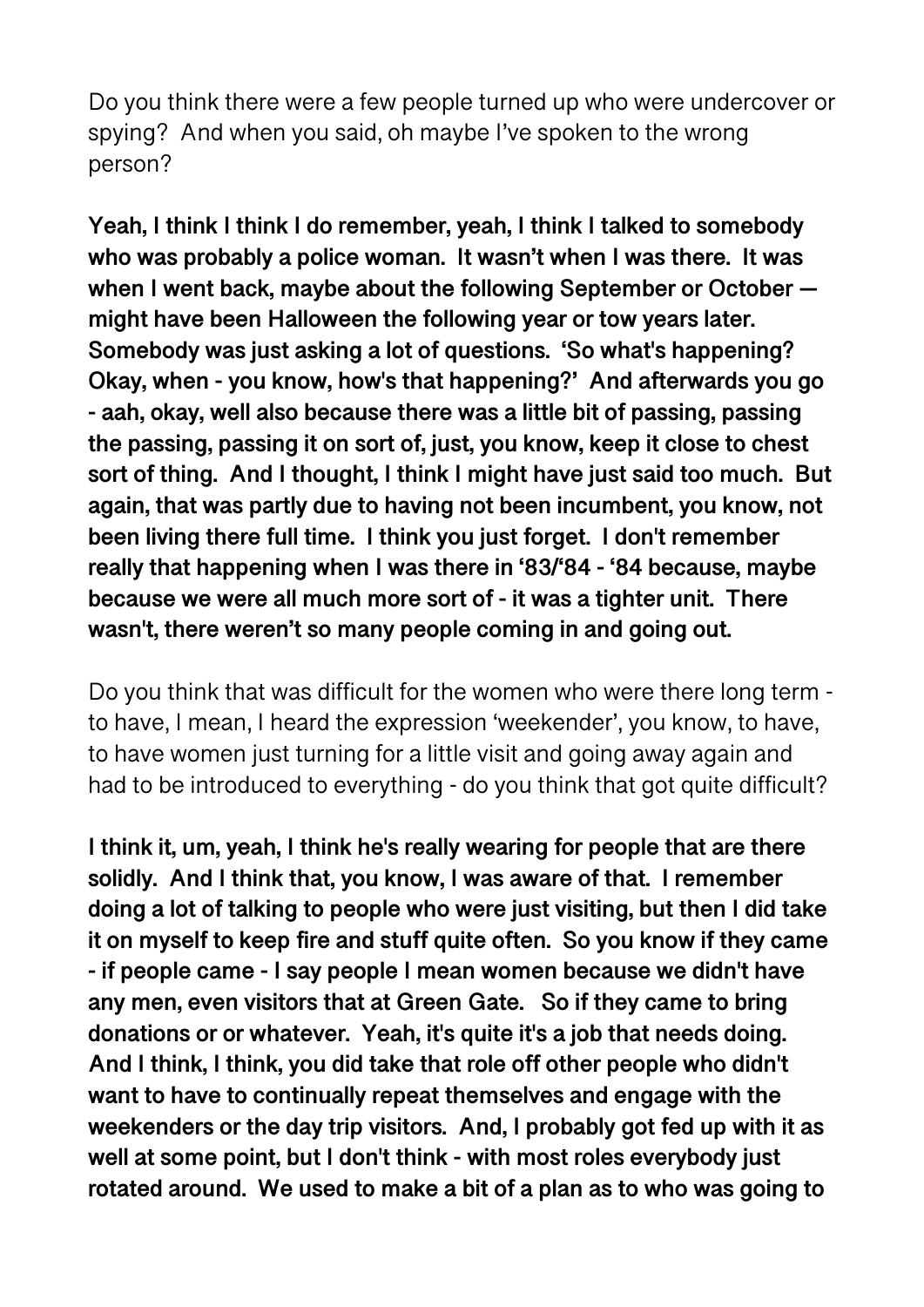Do you think there were a few people turned up who were undercover or spying? And when you said, oh maybe I've spoken to the wrong person?

**Yeah, I think I think I do remember, yeah, I think I talked to somebody who was probably a police woman. It wasn't when I was there. It was when I went back, maybe about the following September or October — might have been Halloween the following year or tow years later. Somebody was just asking a lot of questions. 'So what's happening? Okay, when - you know, how's that happening?' And afterwards you go - aah, okay, well also because there was a little bit of passing, passing the passing, passing it on sort of, just, you know, keep it close to chest sort of thing. And I thought, I think I might have just said too much. But again, that was partly due to having not been incumbent, you know, not been living there full time. I think you just forget. I don't remember really that happening when I was there in '83/'84 - '84 because, maybe because we were all much more sort of - it was a tighter unit. There wasn't, there weren't so many people coming in and going out.**

Do you think that was difficult for the women who were there long term - to have, I mean, I heard the expression 'weekender', you know, to have, to have women just turning for a little visit and going away again and had to be introduced to everything - do you think that got quite difficult?

**I think it, um, yeah, I think he's really wearing for people that are there solidly. And I think that, you know, I was aware of that. I remember doing a lot of talking to people who were just visiting, but then I did take it on myself to keep fire and stuff quite often. So you know if they came - if people came - I say people I mean women because we didn't have any men, even visitors that at Green Gate. So if they came to bring donations or or whatever. Yeah, it's quite it's a job that needs doing. And I think, I think, you did take that role off other people who didn't want to have to continually repeat themselves and engage with the weekenders or the day trip visitors. And, I probably got fed up with it as well at some point, but I don't think - with most roles everybody just rotated around. We used to make a bit of a plan as to who was going to**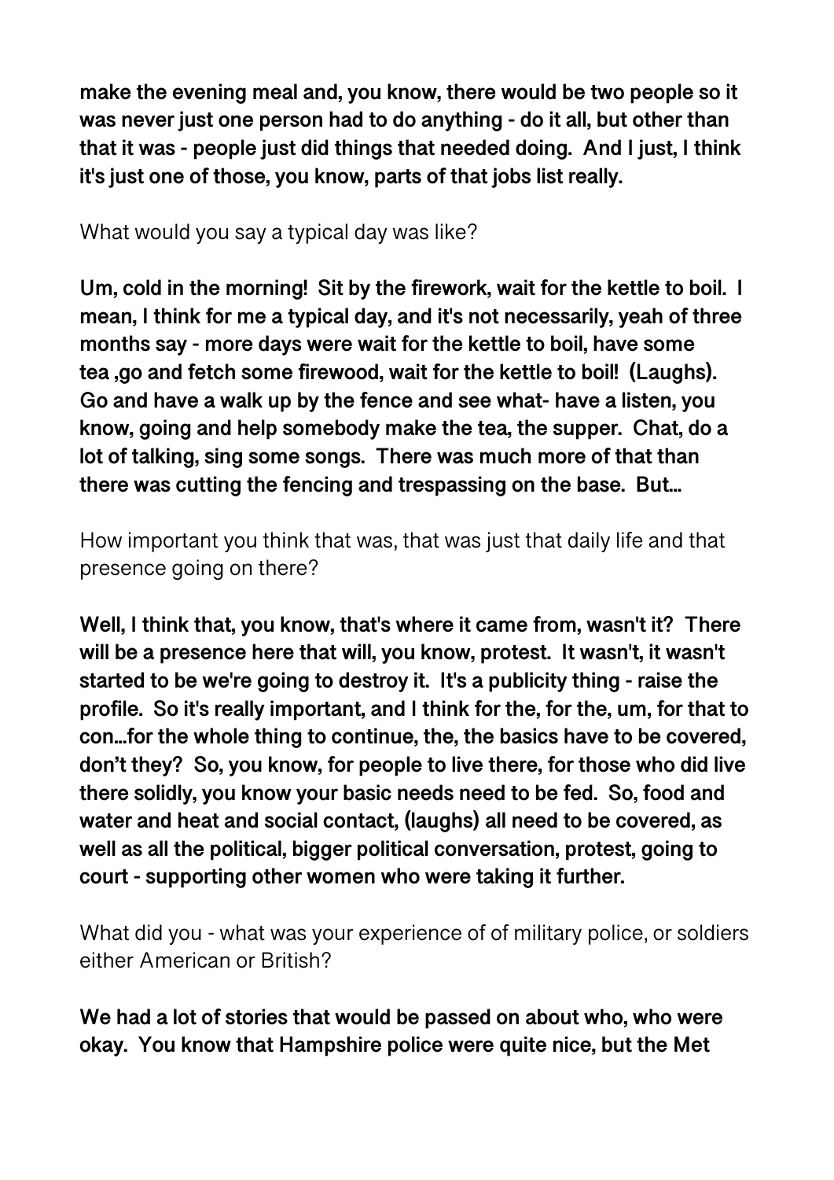**make the evening meal and, you know, there would be two people so it was never just one person had to do anything - do it all, but other than that it was - people just did things that needed doing. And I just, I think it's just one of those, you know, parts of that jobs list really.**

What would you say a typical day was like?

**Um, cold in the morning! Sit by the firework, wait for the kettle to boil. I mean, I think for me a typical day, and it's not necessarily, yeah of three months say - more days were wait for the kettle to boil, have some tea ,go and fetch some firewood, wait for the kettle to boil! (Laughs). Go and have a walk up by the fence and see what- have a listen, you know, going and help somebody make the tea, the supper. Chat, do a lot of talking, sing some songs. There was much more of that than there was cutting the fencing and trespassing on the base. But...**

How important you think that was, that was just that daily life and that presence going on there?

**Well, I think that, you know, that's where it came from, wasn't it? There will be a presence here that will, you know, protest. It wasn't, it wasn't started to be we're going to destroy it. It's a publicity thing - raise the profile. So it's really important, and I think for the, for the, um, for that to con...for the whole thing to continue, the, the basics have to be covered, don't they? So, you know, for people to live there, for those who did live there solidly, you know your basic needs need to be fed. So, food and water and heat and social contact, (laughs) all need to be covered, as well as all the political, bigger political conversation, protest, going to court - supporting other women who were taking it further.**

What did you - what was your experience of of military police, or soldiers either American or British?

**We had a lot of stories that would be passed on about who, who were okay. You know that Hampshire police were quite nice, but the Met**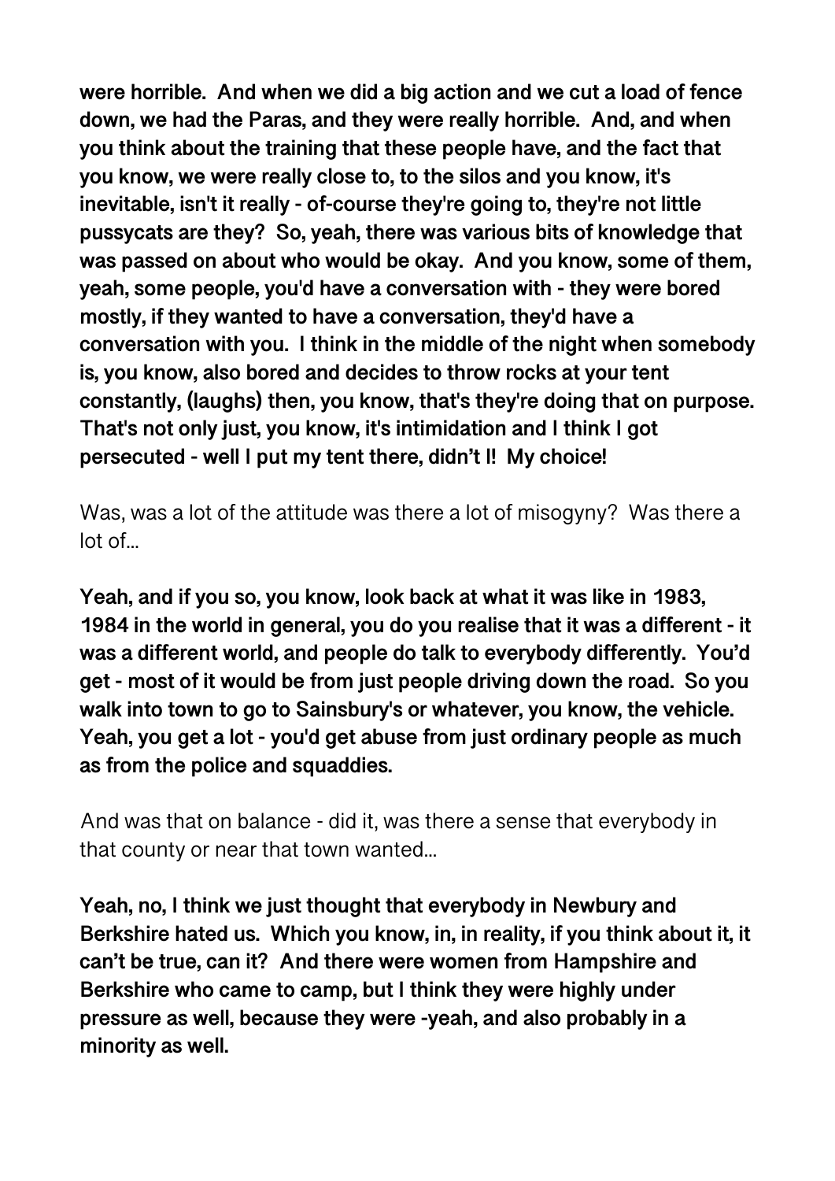**were horrible. And when we did a big action and we cut a load of fence down, we had the Paras, and they were really horrible. And, and when you think about the training that these people have, and the fact that you know, we were really close to, to the silos and you know, it's inevitable, isn't it really - of-course they're going to, they're not little pussycats are they? So, yeah, there was various bits of knowledge that was passed on about who would be okay. And you know, some of them, yeah, some people, you'd have a conversation with - they were bored mostly, if they wanted to have a conversation, they'd have a conversation with you. I think in the middle of the night when somebody is, you know, also bored and decides to throw rocks at your tent constantly, (laughs) then, you know, that's they're doing that on purpose. That's not only just, you know, it's intimidation and I think I got persecuted - well I put my tent there, didn't I! My choice!**

Was, was a lot of the attitude was there a lot of misogyny? Was there a lot of...

**Yeah, and if you so, you know, look back at what it was like in 1983, 1984 in the world in general, you do you realise that it was a different - it was a different world, and people do talk to everybody differently. You'd get - most of it would be from just people driving down the road. So you walk into town to go to Sainsbury's or whatever, you know, the vehicle. Yeah, you get a lot - you'd get abuse from just ordinary people as much as from the police and squaddies.**

And was that on balance - did it, was there a sense that everybody in that county or near that town wanted...

**Yeah, no, I think we just thought that everybody in Newbury and Berkshire hated us. Which you know, in, in reality, if you think about it, it can't be true, can it? And there were women from Hampshire and Berkshire who came to camp, but I think they were highly under pressure as well, because they were -yeah, and also probably in a minority as well.**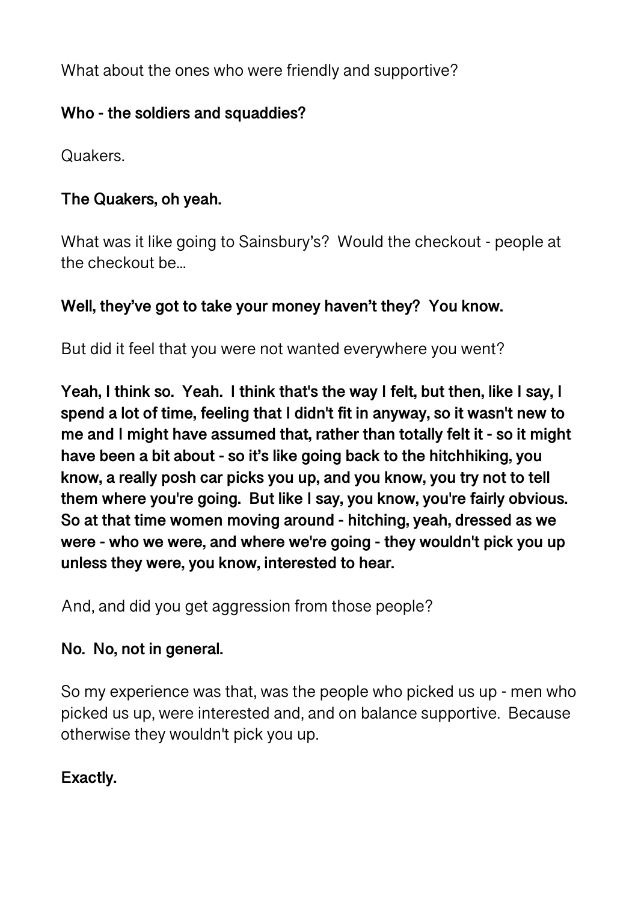What about the ones who were friendly and supportive?

**Who - the soldiers and squaddies?**

Quakers.

**The Quakers, oh yeah.**

What was it like going to Sainsbury's? Would the checkout - people at the checkout be...

**Well, they've got to take your money haven't they? You know.**

But did it feel that you were not wanted everywhere you went?

**Yeah, I think so. Yeah. I think that's the way I felt, but then, like I say, I spend a lot of time, feeling that I didn't fit in anyway, so it wasn't new to me and I might have assumed that, rather than totally felt it - so it might have been a bit about - so it's like going back to the hitchhiking, you know, a really posh car picks you up, and you know, you try not to tell them where you're going. But like I say, you know, you're fairly obvious. So at that time women moving around - hitching, yeah, dressed as we were - who we were, and where we're going - they wouldn't pick you up unless they were, you know, interested to hear.**

And, and did you get aggression from those people?

**No. No, not in general.**

So my experience was that, was the people who picked us up - men who picked us up, were interested and, and on balance supportive. Because otherwise they wouldn't pick you up.

**Exactly.**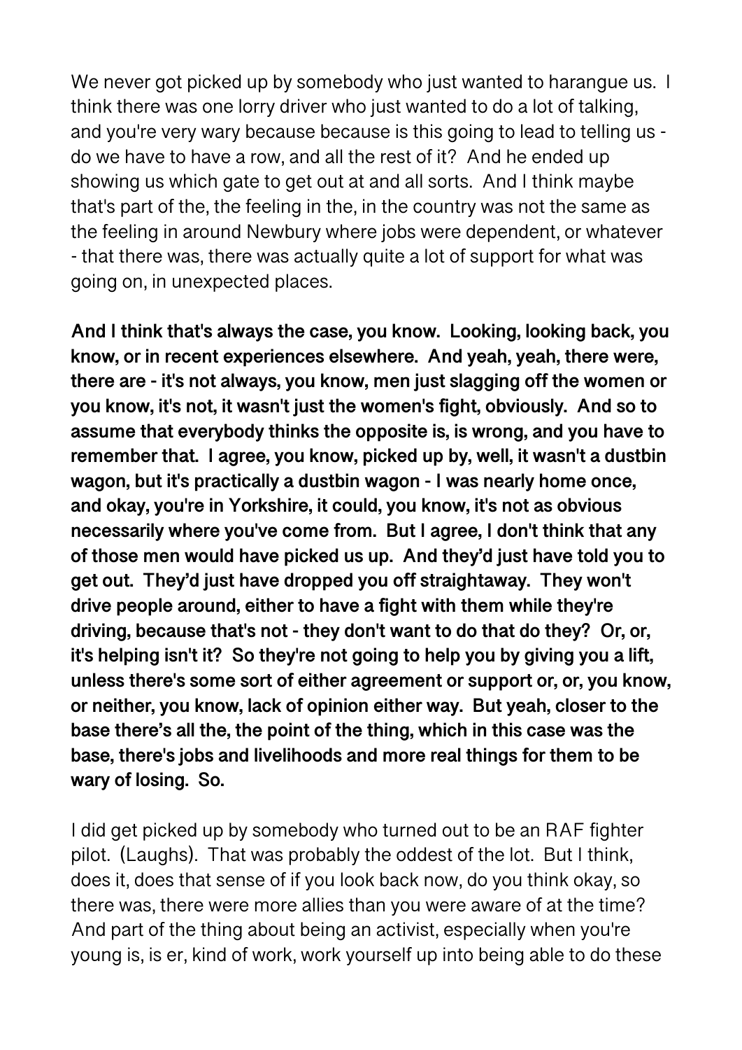We never got picked up by somebody who just wanted to harangue us. I think there was one lorry driver who just wanted to do a lot of talking, and you're very wary because because is this going to lead to telling us - do we have to have a row, and all the rest of it? And he ended up showing us which gate to get out at and all sorts. And I think maybe that's part of the, the feeling in the, in the country was not the same as the feeling in around Newbury where jobs were dependent, or whatever - that there was, there was actually quite a lot of support for what was going on, in unexpected places.

**And I think that's always the case, you know. Looking, looking back, you know, or in recent experiences elsewhere. And yeah, yeah, there were, there are - it's not always, you know, men just slagging off the women or you know, it's not, it wasn't just the women's fight, obviously. And so to assume that everybody thinks the opposite is, is wrong, and you have to remember that. I agree, you know, picked up by, well, it wasn't a dustbin wagon, but it's practically a dustbin wagon - I was nearly home once, and okay, you're in Yorkshire, it could, you know, it's not as obvious necessarily where you've come from. But I agree, I don't think that any of those men would have picked us up. And they'd just have told you to get out. They'd just have dropped you off straightaway. They won't drive people around, either to have a fight with them while they're driving, because that's not - they don't want to do that do they? Or, or, it's helping isn't it? So they're not going to help you by giving you a lift, unless there's some sort of either agreement or support or, or, you know, or neither, you know, lack of opinion either way. But yeah, closer to the base there's all the, the point of the thing, which in this case was the base, there's jobs and livelihoods and more real things for them to be wary of losing. So.**

I did get picked up by somebody who turned out to be an RAF fighter pilot. (Laughs). That was probably the oddest of the lot. But I think, does it, does that sense of if you look back now, do you think okay, so there was, there were more allies than you were aware of at the time? And part of the thing about being an activist, especially when you're young is, is er, kind of work, work yourself up into being able to do these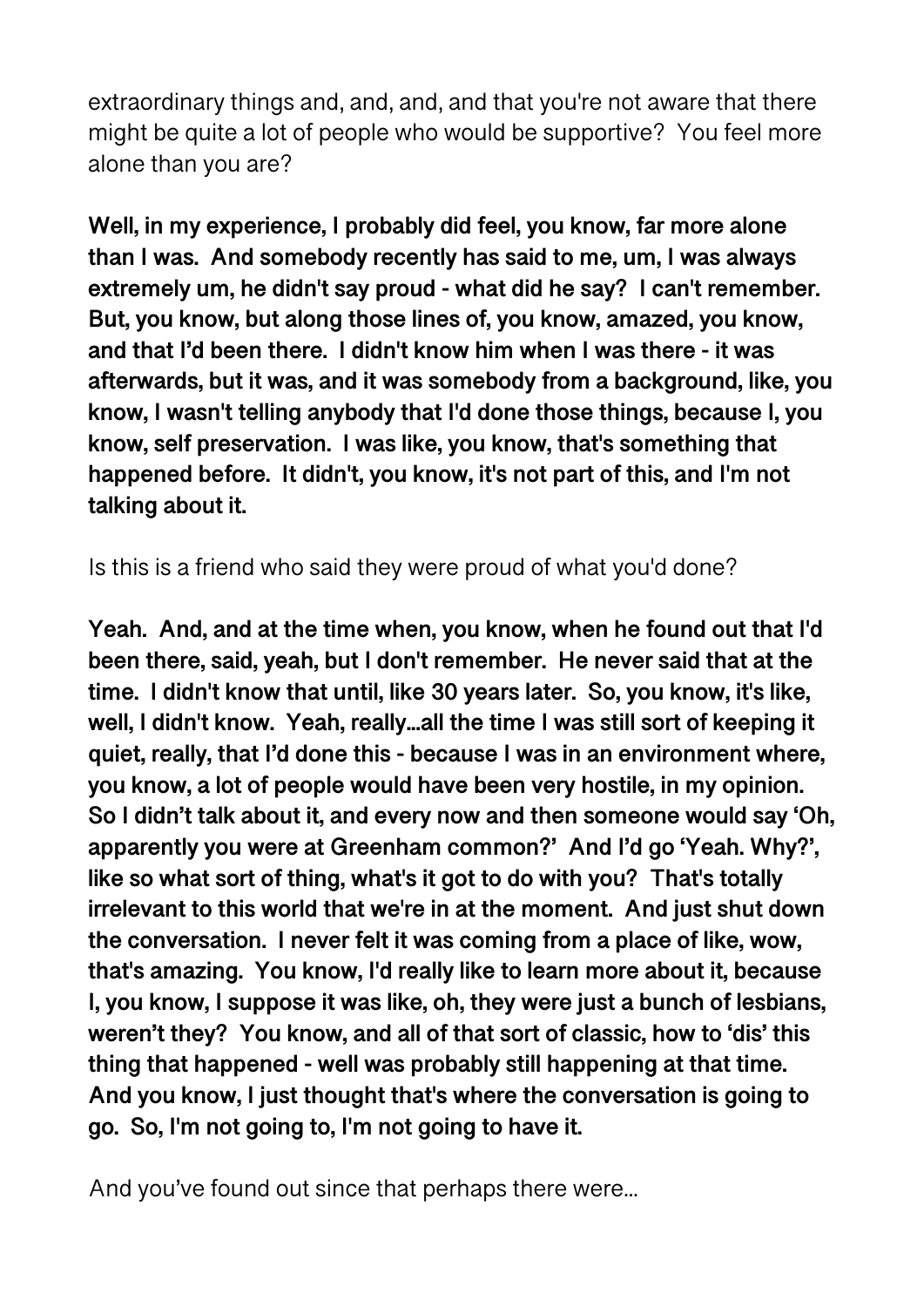extraordinary things and, and, and, and that you're not aware that there might be quite a lot of people who would be supportive? You feel more alone than you are?

**Well, in my experience, I probably did feel, you know, far more alone than I was. And somebody recently has said to me, um, I was always extremely um, he didn't say proud - what did he say? I can't remember. But, you know, but along those lines of, you know, amazed, you know, and that I'd been there. I didn't know him when I was there - it was afterwards, but it was, and it was somebody from a background, like, you know, I wasn't telling anybody that I'd done those things, because I, you know, self preservation. I was like, you know, that's something that happened before. It didn't, you know, it's not part of this, and I'm not talking about it.**

Is this is a friend who said they were proud of what you'd done?

**Yeah. And, and at the time when, you know, when he found out that I'd been there, said, yeah, but I don't remember. He never said that at the time. I didn't know that until, like 30 years later. So, you know, it's like, well, I didn't know. Yeah, really…all the time I was still sort of keeping it quiet, really, that I'd done this - because I was in an environment where, you know, a lot of people would have been very hostile, in my opinion. So I didn't talk about it, and every now and then someone would say 'Oh, apparently you were at Greenham common?' And I'd go 'Yeah. Why?', like so what sort of thing, what's it got to do with you? That's totally irrelevant to this world that we're in at the moment. And just shut down the conversation. I never felt it was coming from a place of like, wow, that's amazing. You know, I'd really like to learn more about it, because I, you know, I suppose it was like, oh, they were just a bunch of lesbians, weren't they? You know, and all of that sort of classic, how to 'dis' this thing that happened - well was probably still happening at that time. And you know, I just thought that's where the conversation is going to go. So, I'm not going to, I'm not going to have it.**

And you've found out since that perhaps there were…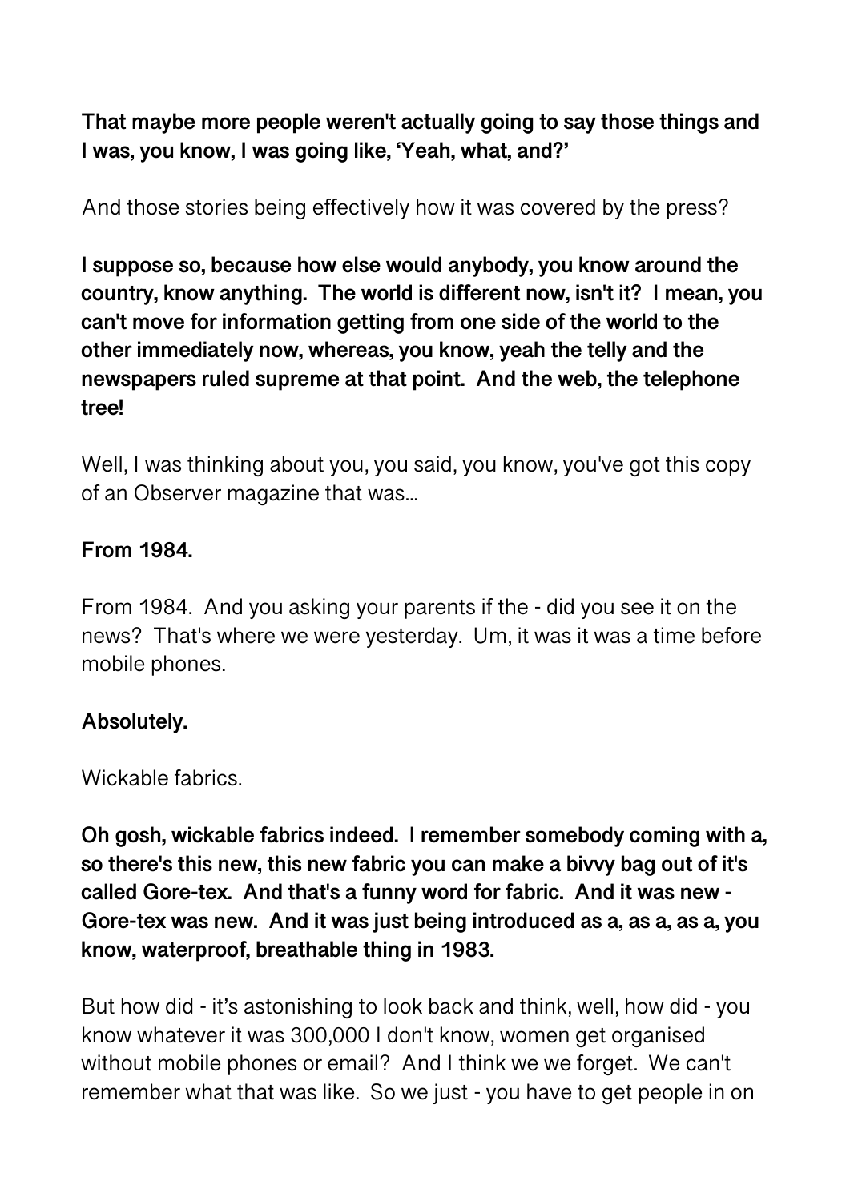**That maybe more people weren't actually going to say those things and I was, you know, I was going like, 'Yeah, what, and?'**

And those stories being effectively how it was covered by the press?

**I suppose so, because how else would anybody, you know around the country, know anything. The world is different now, isn't it? I mean, you can't move for information getting from one side of the world to the other immediately now, whereas, you know, yeah the telly and the newspapers ruled supreme at that point. And the web, the telephone tree!**

Well, I was thinking about you, you said, you know, you've got this copy of an Observer magazine that was...

**From 1984.**

From 1984. And you asking your parents if the - did you see it on the news? That's where we were yesterday. Um, it was it was a time before mobile phones.

**Absolutely.**

Wickable fabrics.

**Oh gosh, wickable fabrics indeed. I remember somebody coming with a, so there's this new, this new fabric you can make a bivvy bag out of it's called Gore-tex. And that's a funny word for fabric. And it was new - Gore-tex was new. And it was just being introduced as a, as a, as a, you know, waterproof, breathable thing in 1983.**

But how did - it's astonishing to look back and think, well, how did - you know whatever it was 300,000 I don't know, women get organised without mobile phones or email? And I think we we forget. We can't remember what that was like. So we just - you have to get people in on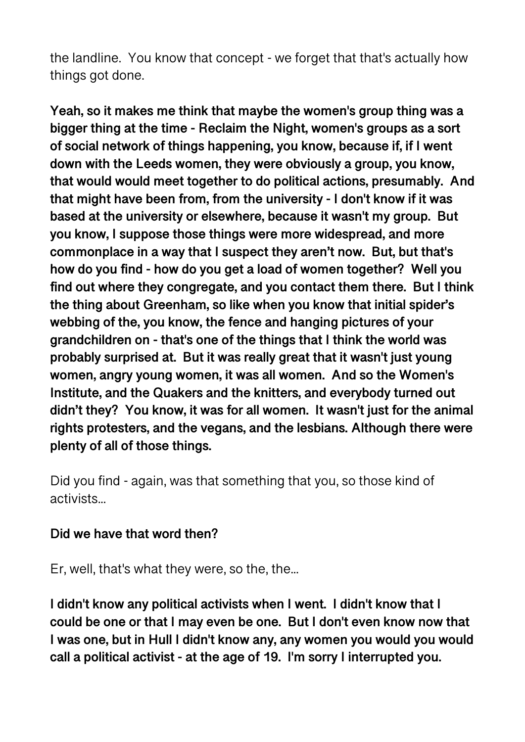the landline. You know that concept - we forget that that's actually how things got done.

**Yeah, so it makes me think that maybe the women's group thing was a bigger thing at the time - Reclaim the Night, women's groups as a sort of social network of things happening, you know, because if, if I went down with the Leeds women, they were obviously a group, you know, that would would meet together to do political actions, presumably. And that might have been from, from the university - I don't know if it was based at the university or elsewhere, because it wasn't my group. But you know, I suppose those things were more widespread, and more commonplace in a way that I suspect they aren't now. But, but that's how do you find - how do you get a load of women together? Well you find out where they congregate, and you contact them there. But I think the thing about Greenham, so like when you know that initial spider's webbing of the, you know, the fence and hanging pictures of your grandchildren on - that's one of the things that I think the world was probably surprised at. But it was really great that it wasn't just young women, angry young women, it was all women. And so the Women's Institute, and the Quakers and the knitters, and everybody turned out didn't they? You know, it was for all women. It wasn't just for the animal rights protesters, and the vegans, and the lesbians. Although there were plenty of all of those things.**

Did you find - again, was that something that you, so those kind of activists...

**Did we have that word then?**

Er, well, that's what they were, so the, the...

**I didn't know any political activists when I went. I didn't know that I could be one or that I may even be one. But I don't even know now that I was one, but in Hull I didn't know any, any women you would you would call a political activist - at the age of 19. I'm sorry I interrupted you.**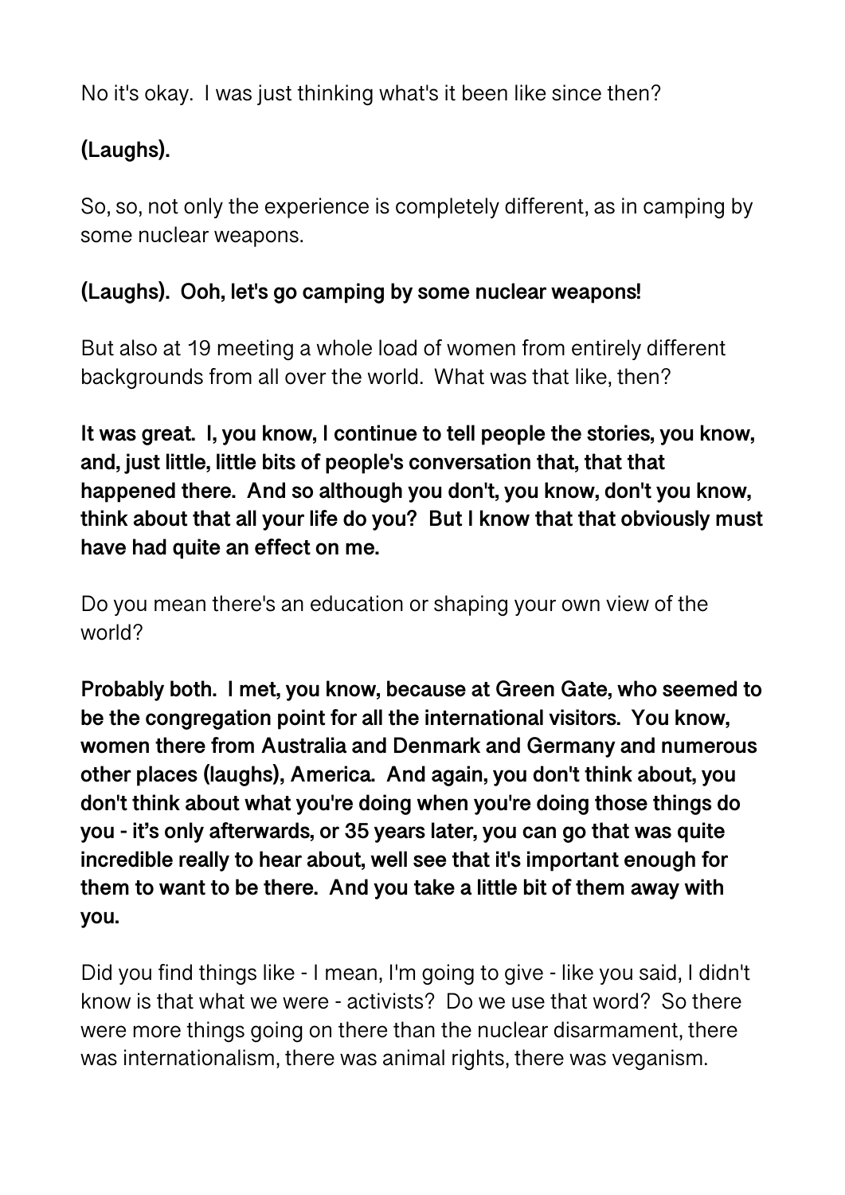No it's okay. I was just thinking what's it been like since then?

**(Laughs).**

So, so, not only the experience is completely different, as in camping by some nuclear weapons.

**(Laughs). Ooh, let's go camping by some nuclear weapons!**

But also at 19 meeting a whole load of women from entirely different backgrounds from all over the world. What was that like, then?

**It was great. I, you know, I continue to tell people the stories, you know, and, just little, little bits of people's conversation that, that that happened there. And so although you don't, you know, don't you know, think about that all your life do you? But I know that that obviously must have had quite an effect on me.**

Do you mean there's an education or shaping your own view of the world?

**Probably both. I met, you know, because at Green Gate, who seemed to be the congregation point for all the international visitors. You know, women there from Australia and Denmark and Germany and numerous other places (laughs), America. And again, you don't think about, you don't think about what you're doing when you're doing those things do you - it's only afterwards, or 35 years later, you can go that was quite incredible really to hear about, well see that it's important enough for them to want to be there. And you take a little bit of them away with you.**

Did you find things like - I mean, I'm going to give - like you said, I didn't know is that what we were - activists? Do we use that word? So there were more things going on there than the nuclear disarmament, there was internationalism, there was animal rights, there was veganism.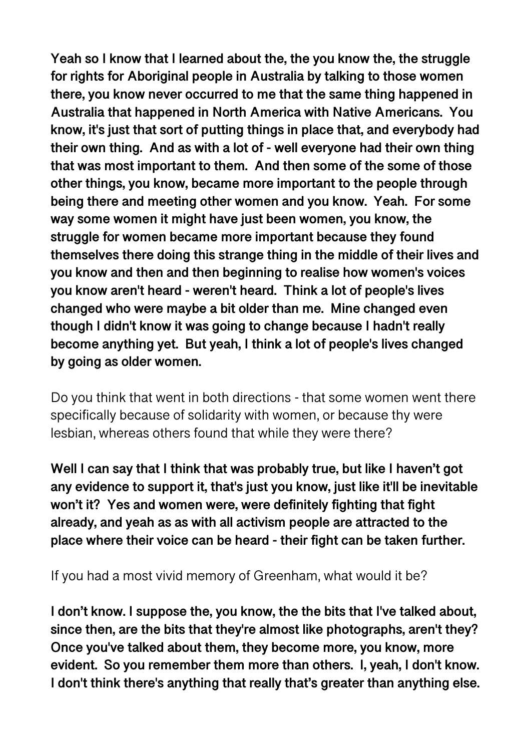**Yeah so I know that I learned about the, the you know the, the struggle for rights for Aboriginal people in Australia by talking to those women there, you know never occurred to me that the same thing happened in Australia that happened in North America with Native Americans. You know, it's just that sort of putting things in place that, and everybody had their own thing. And as with a lot of - well everyone had their own thing that was most important to them. And then some of the some of those other things, you know, became more important to the people through being there and meeting other women and you know. Yeah. For some way some women it might have just been women, you know, the struggle for women became more important because they found themselves there doing this strange thing in the middle of their lives and you know and then and then beginning to realise how women's voices you know aren't heard - weren't heard. Think a lot of people's lives changed who were maybe a bit older than me. Mine changed even though I didn't know it was going to change because I hadn't really become anything yet. But yeah, I think a lot of people's lives changed by going as older women.**

Do you think that went in both directions - that some women went there specifically because of solidarity with women, or because thy were lesbian, whereas others found that while they were there?

**Well I can say that I think that was probably true, but like I haven't got any evidence to support it, that's just you know, just like it'll be inevitable won't it? Yes and women were, were definitely fighting that fight already, and yeah as as with all activism people are attracted to the place where their voice can be heard - their fight can be taken further.**

If you had a most vivid memory of Greenham, what would it be?

**I don't know. I suppose the, you know, the the bits that I've talked about, since then, are the bits that they're almost like photographs, aren't they? Once you've talked about them, they become more, you know, more evident. So you remember them more than others. I, yeah, I don't know. I don't think there's anything that really that's greater than anything else.**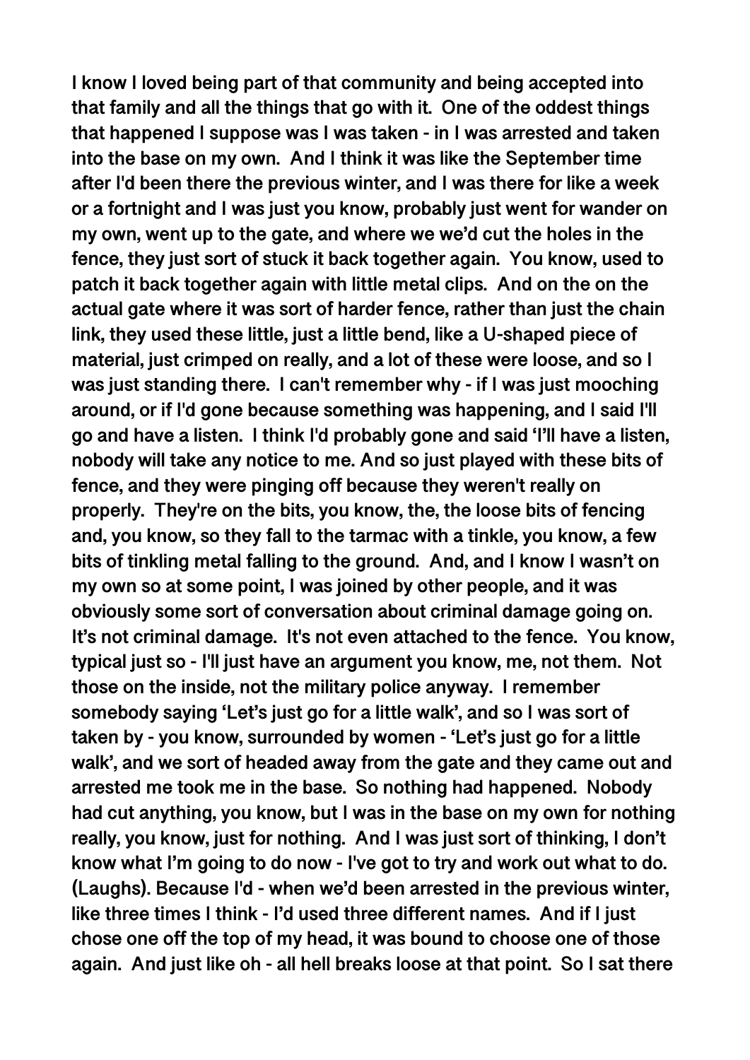I know I loved being part of that community and being accepted into that family and all the things that go with it. One of the oddest things that happened I suppose was I was taken - in I was arrested and taken into the base on my own. And I think it was like the September time after I'd been there the previous winter, and I was there for like a week or a fortnight and I was just you know, probably just went for wander on my own, went up to the gate, and where we we'd cut the holes in the fence, they just sort of stuck it back together again. You know, used to patch it back together again with little metal clips. And on the on the actual gate where it was sort of harder fence, rather than just the chain link, they used these little, just a little bend, like a U-shaped piece of material, just crimped on really, and a lot of these were loose, and so I was just standing there. I can't remember why - if I was just mooching around, or if I'd gone because something was happening, and I said I'll go and have a listen. I think I'd probably gone and said 'I'll have a listen, nobody will take any notice to me. And so just played with these bits of fence, and they were pinging off because they weren't really on properly. They're on the bits, you know, the, the loose bits of fencing and, you know, so they fall to the tarmac with a tinkle, you know, a few bits of tinkling metal falling to the ground. And, and I know I wasn't on my own so at some point, I was joined by other people, and it was obviously some sort of conversation about criminal damage going on. It's not criminal damage. It's not even attached to the fence. You know, typical just so - I'll just have an argument you know, me, not them. Not those on the inside, not the military police anyway. I remember somebody saying 'Let's just go for a little walk', and so I was sort of taken by - you know, surrounded by women - 'Let's just go for a little walk', and we sort of headed away from the gate and they came out and arrested me took me in the base. So nothing had happened. Nobody had cut anything, you know, but I was in the base on my own for nothing really, you know, just for nothing. And I was just sort of thinking, I don't know what I'm going to do now - I've got to try and work out what to do. (Laughs). Because I'd - when we'd been arrested in the previous winter, like three times I think - I'd used three different names. And if I just chose one off the top of my head, it was bound to choose one of those again. And just like oh - all hell breaks loose at that point. So I sat there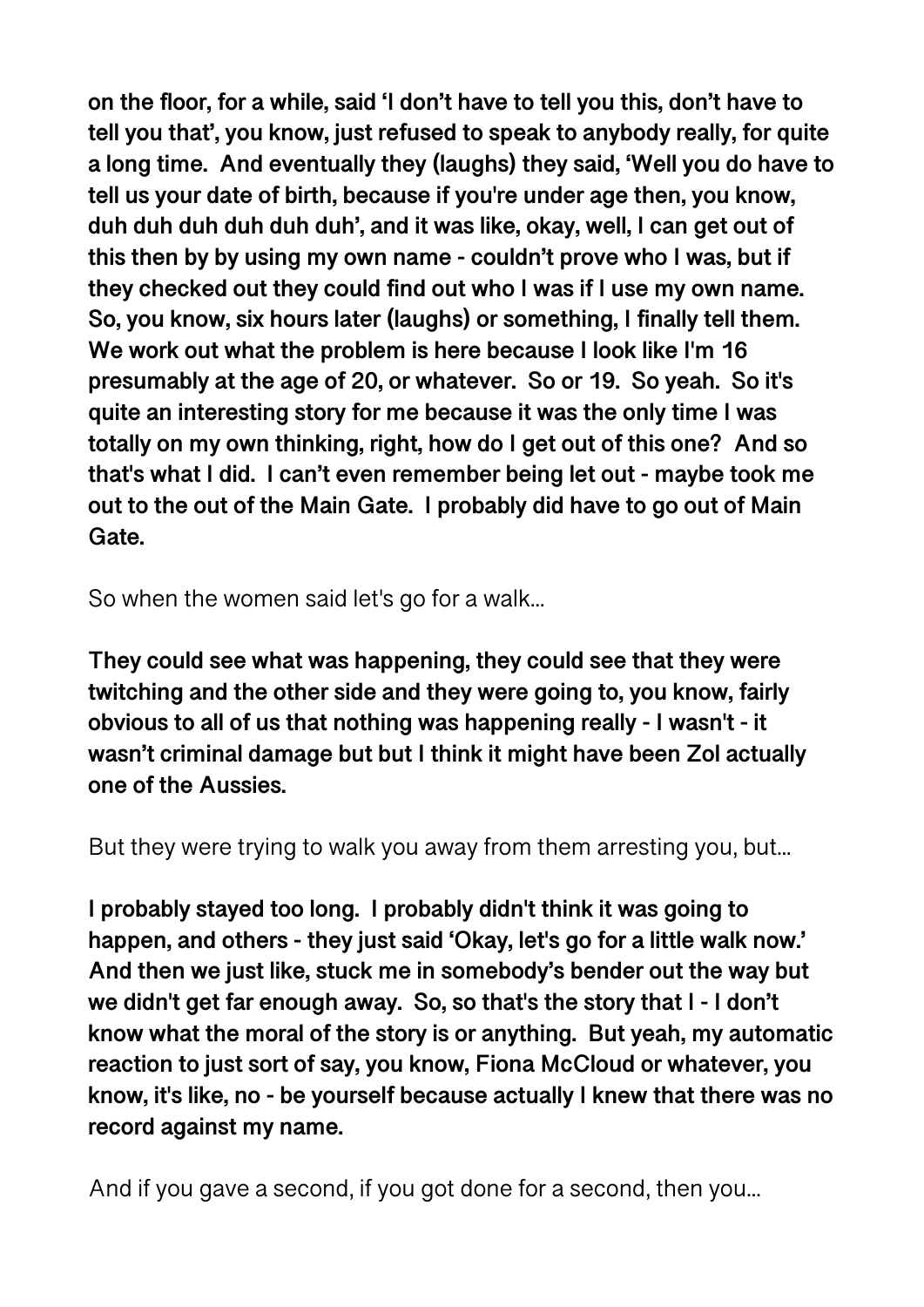**on the floor, for a while, said 'I don't have to tell you this, don't have to tell you that', you know, just refused to speak to anybody really, for quite a long time. And eventually they (laughs) they said, 'Well you do have to tell us your date of birth, because if you're under age then, you know, duh duh duh duh duh duh', and it was like, okay, well, I can get out of this then by by using my own name - couldn't prove who I was, but if they checked out they could find out who I was if I use my own name. So, you know, six hours later (laughs) or something, I finally tell them. We work out what the problem is here because I look like I'm 16 presumably at the age of 20, or whatever. So or 19. So yeah. So it's quite an interesting story for me because it was the only time I was totally on my own thinking, right, how do I get out of this one? And so that's what I did. I can't even remember being let out - maybe took me out to the out of the Main Gate. I probably did have to go out of Main Gate.**

So when the women said let's go for a walk...

**They could see what was happening, they could see that they were twitching and the other side and they were going to, you know, fairly obvious to all of us that nothing was happening really - I wasn't - it wasn't criminal damage but but I think it might have been Zol actually one of the Aussies.**

But they were trying to walk you away from them arresting you, but...

**I probably stayed too long. I probably didn't think it was going to happen, and others - they just said 'Okay, let's go for a little walk now.' And then we just like, stuck me in somebody's bender out the way but we didn't get far enough away. So, so that's the story that I - I don't know what the moral of the story is or anything. But yeah, my automatic reaction to just sort of say, you know, Fiona McCloud or whatever, you know, it's like, no - be yourself because actually I knew that there was no record against my name.**

And if you gave a second, if you got done for a second, then you...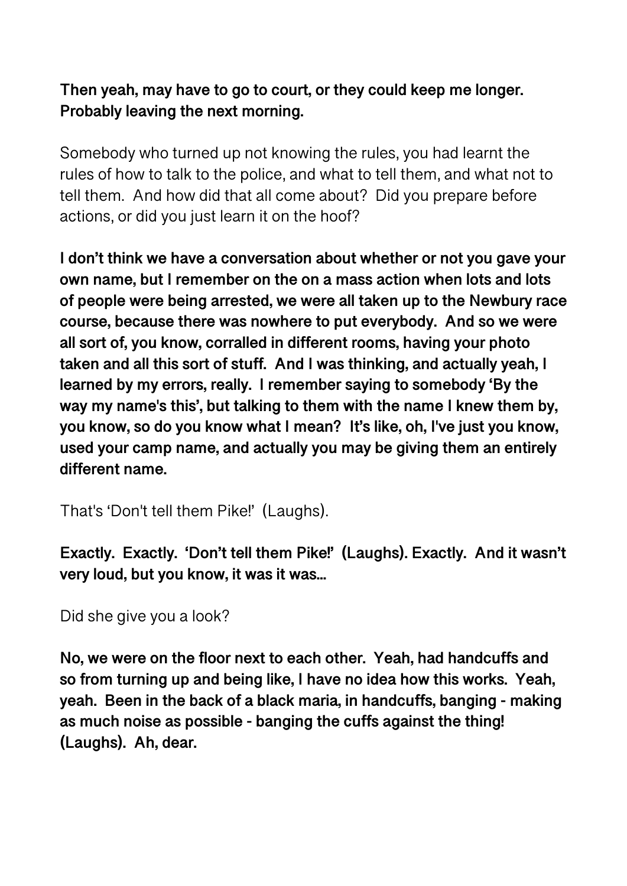**Then yeah, may have to go to court, or they could keep me longer. Probably leaving the next morning.**

Somebody who turned up not knowing the rules, you had learnt the rules of how to talk to the police, and what to tell them, and what not to tell them. And how did that all come about? Did you prepare before actions, or did you just learn it on the hoof?

**I don't think we have a conversation about whether or not you gave your own name, but I remember on the on a mass action when lots and lots of people were being arrested, we were all taken up to the Newbury race course, because there was nowhere to put everybody. And so we were all sort of, you know, corralled in different rooms, having your photo taken and all this sort of stuff. And I was thinking, and actually yeah, I learned by my errors, really. I remember saying to somebody 'By the way my name's this', but talking to them with the name I knew them by, you know, so do you know what I mean? It's like, oh, I've just you know, used your camp name, and actually you may be giving them an entirely different name.**

That's 'Don't tell them Pike!' (Laughs).

**Exactly. Exactly. 'Don't tell them Pike!' (Laughs). Exactly. And it wasn't very loud, but you know, it was it was...**

Did she give you a look?

**No, we were on the floor next to each other. Yeah, had handcuffs and so from turning up and being like, I have no idea how this works. Yeah, yeah. Been in the back of a black maria, in handcuffs, banging - making as much noise as possible - banging the cuffs against the thing! (Laughs). Ah, dear.**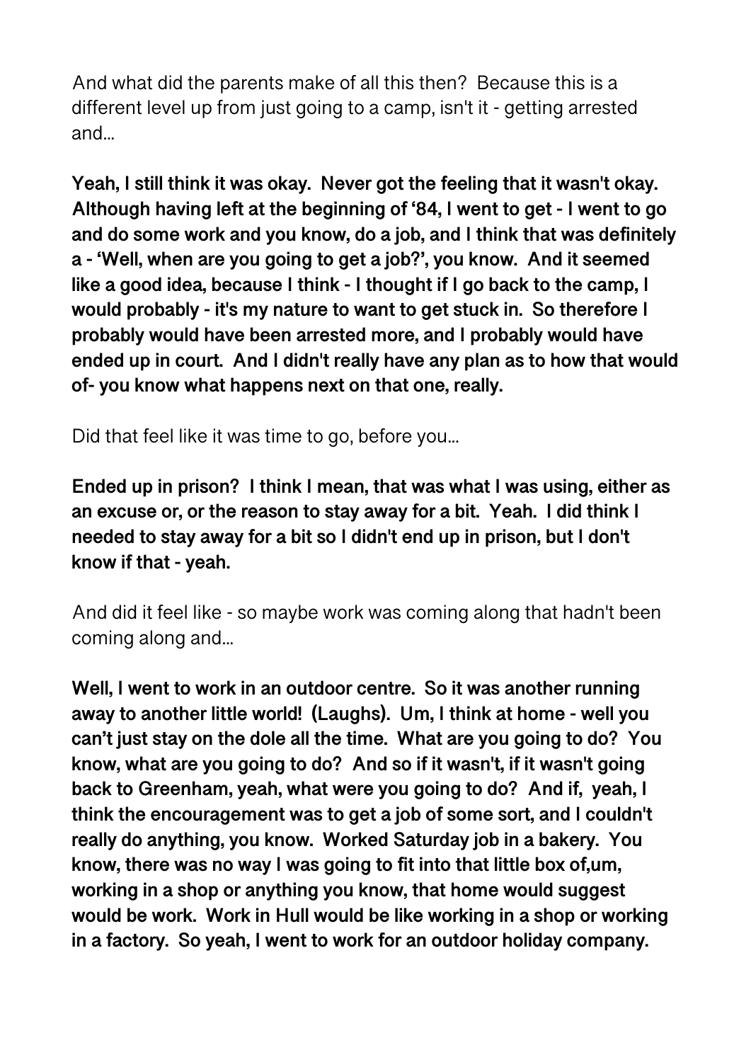And what did the parents make of all this then? Because this is a different level up from just going to a camp, isn't it - getting arrested and...

**Yeah, I still think it was okay. Never got the feeling that it wasn't okay. Although having left at the beginning of '84, I went to get - I went to go and do some work and you know, do a job, and I think that was definitely a - 'Well, when are you going to get a job?', you know. And it seemed like a good idea, because I think - I thought if I go back to the camp, I would probably - it's my nature to want to get stuck in. So therefore I probably would have been arrested more, and I probably would have ended up in court. And I didn't really have any plan as to how that would of- you know what happens next on that one, really.**

Did that feel like it was time to go, before you...

**Ended up in prison? I think I mean, that was what I was using, either as an excuse or, or the reason to stay away for a bit. Yeah. I did think I needed to stay away for a bit so I didn't end up in prison, but I don't know if that - yeah.**

And did it feel like - so maybe work was coming along that hadn't been coming along and...

**Well, I went to work in an outdoor centre. So it was another running away to another little world! (Laughs). Um, I think at home - well you can't just stay on the dole all the time. What are you going to do? You know, what are you going to do? And so if it wasn't, if it wasn't going back to Greenham, yeah, what were you going to do? And if, yeah, I think the encouragement was to get a job of some sort, and I couldn't really do anything, you know. Worked Saturday job in a bakery. You know, there was no way I was going to fit into that little box of,um, working in a shop or anything you know, that home would suggest would be work. Work in Hull would be like working in a shop or working in a factory. So yeah, I went to work for an outdoor holiday company.**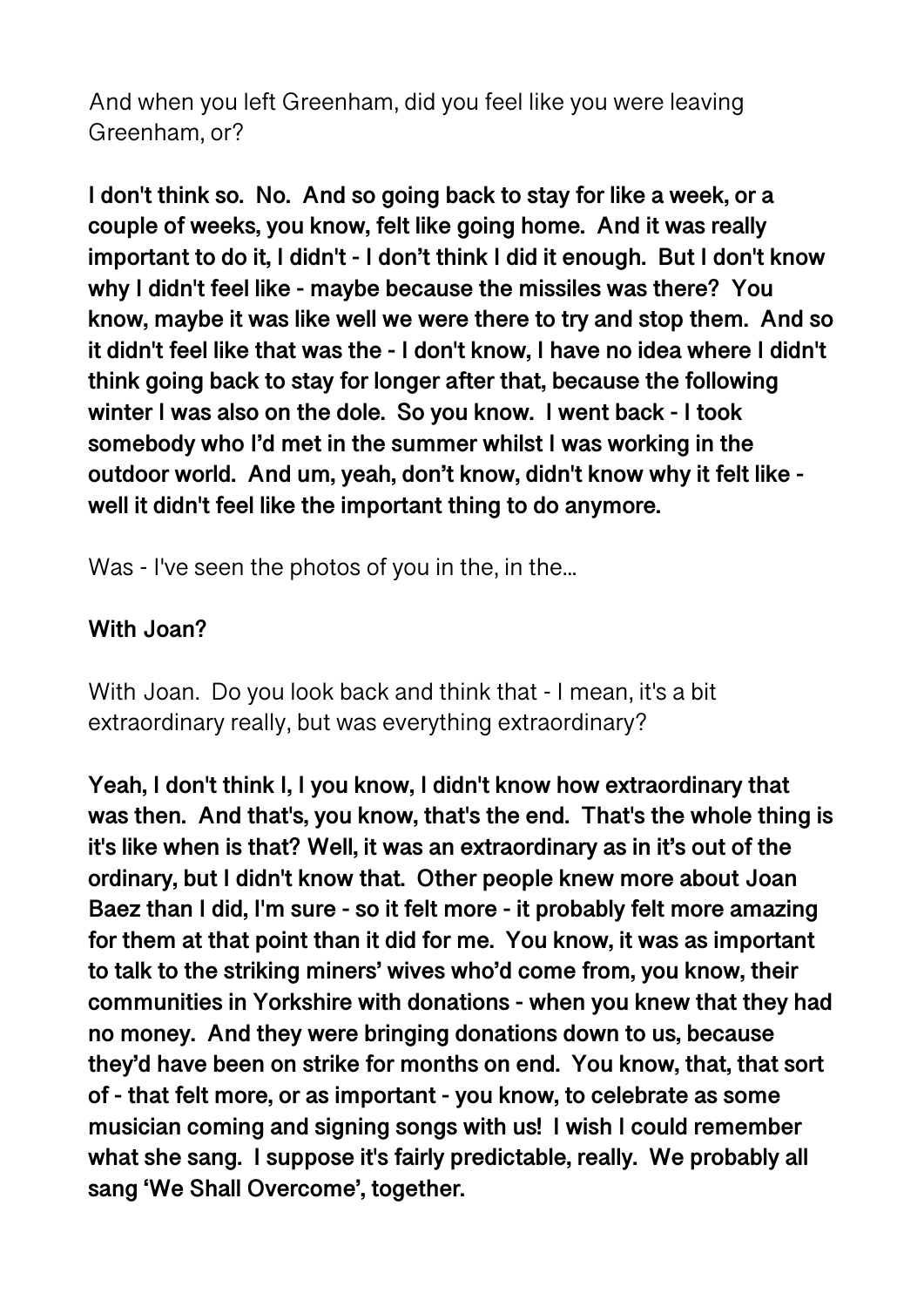And when you left Greenham, did you feel like you were leaving Greenham, or?

**I don't think so. No. And so going back to stay for like a week, or a couple of weeks, you know, felt like going home. And it was really important to do it, I didn't - I don't think I did it enough. But I don't know why I didn't feel like - maybe because the missiles was there? You know, maybe it was like well we were there to try and stop them. And so it didn't feel like that was the - I don't know, I have no idea where I didn't think going back to stay for longer after that, because the following winter I was also on the dole. So you know. I went back - I took somebody who I'd met in the summer whilst I was working in the outdoor world. And um, yeah, don't know, didn't know why it felt like - well it didn't feel like the important thing to do anymore.**

Was - I've seen the photos of you in the, in the...

**With Joan?**

With Joan. Do you look back and think that - I mean, it's a bit extraordinary really, but was everything extraordinary?

**Yeah, I don't think I, I you know, I didn't know how extraordinary that was then. And that's, you know, that's the end. That's the whole thing is it's like when is that? Well, it was an extraordinary as in it's out of the ordinary, but I didn't know that. Other people knew more about Joan Baez than I did, I'm sure - so it felt more - it probably felt more amazing for them at that point than it did for me. You know, it was as important to talk to the striking miners' wives who'd come from, you know, their communities in Yorkshire with donations - when you knew that they had no money. And they were bringing donations down to us, because they'd have been on strike for months on end. You know, that, that sort of - that felt more, or as important - you know, to celebrate as some musician coming and signing songs with us! I wish I could remember what she sang. I suppose it's fairly predictable, really. We probably all sang 'We Shall Overcome', together.**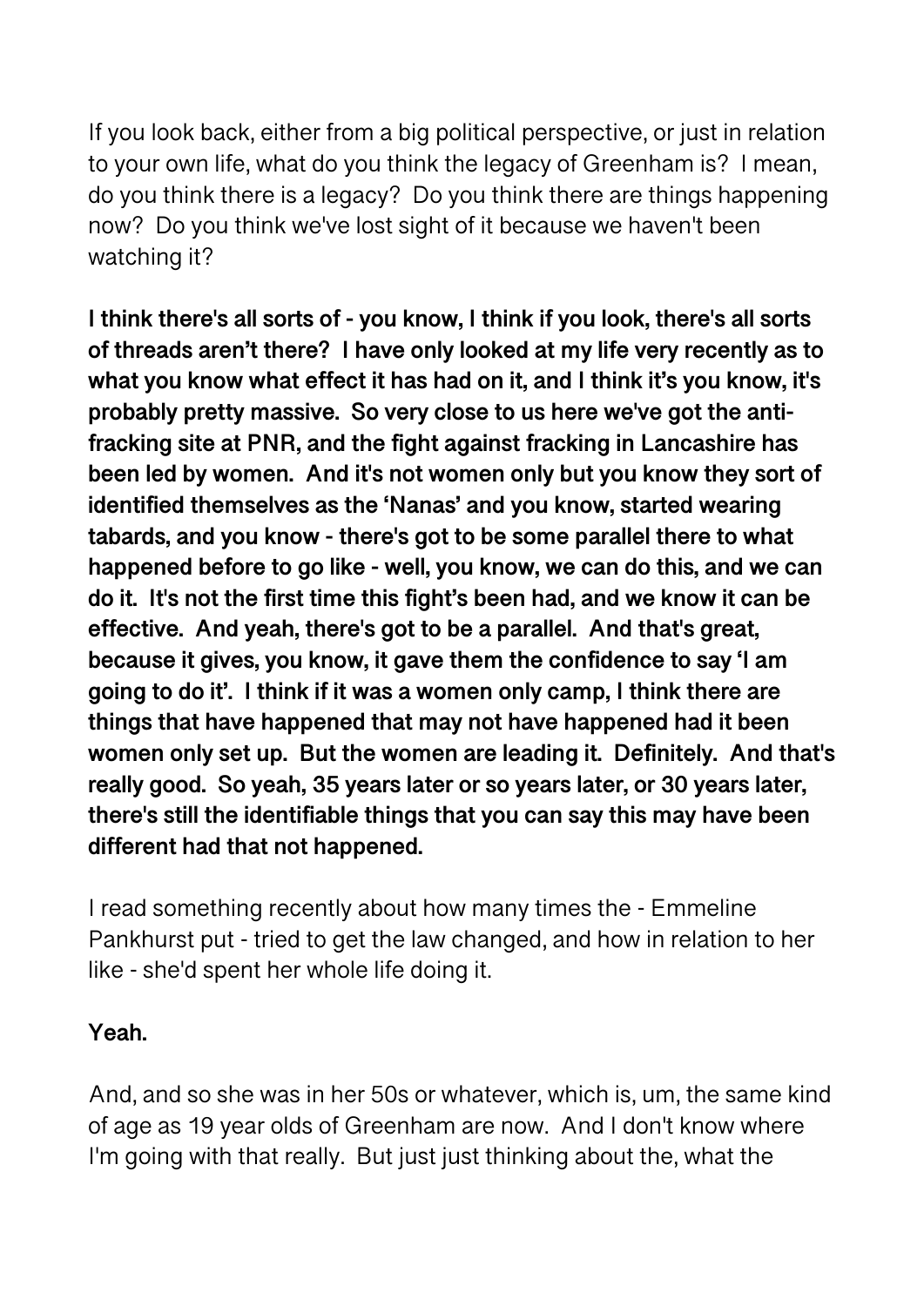If you look back, either from a big political perspective, or just in relation to your own life, what do you think the legacy of Greenham is? I mean, do you think there is a legacy? Do you think there are things happening now? Do you think we've lost sight of it because we haven't been watching it?

**I think there's all sorts of - you know, I think if you look, there's all sorts of threads aren't there? I have only looked at my life very recently as to what you know what effect it has had on it, and I think it's you know, it's probably pretty massive. So very close to us here we've got the anti-fracking site at PNR, and the fight against fracking in Lancashire has been led by women. And it's not women only but you know they sort of identified themselves as the 'Nanas' and you know, started wearing tabards, and you know - there's got to be some parallel there to what happened before to go like - well, you know, we can do this, and we can do it. It's not the first time this fight's been had, and we know it can be effective. And yeah, there's got to be a parallel. And that's great, because it gives, you know, it gave them the confidence to say 'I am going to do it'. I think if it was a women only camp, I think there are things that have happened that may not have happened had it been women only set up. But the women are leading it. Definitely. And that's really good. So yeah, 35 years later or so years later, or 30 years later, there's still the identifiable things that you can say this may have been different had that not happened.**

I read something recently about how many times the - Emmeline Pankhurst put - tried to get the law changed, and how in relation to her like - she'd spent her whole life doing it.

**Yeah.**

And, and so she was in her 50s or whatever, which is, um, the same kind of age as 19 year olds of Greenham are now. And I don't know where I'm going with that really. But just just thinking about the, what the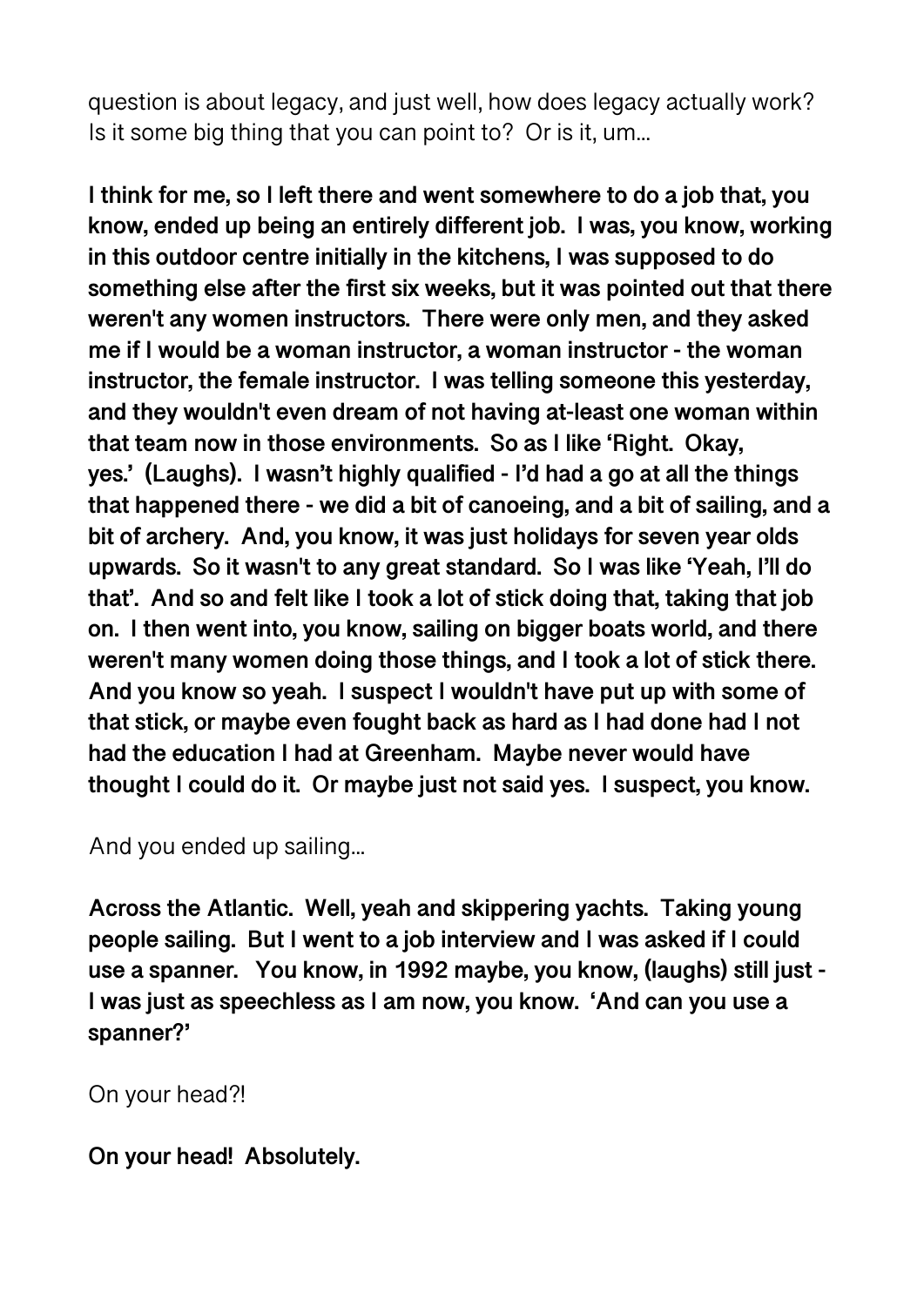question is about legacy, and just well, how does legacy actually work? Is it some big thing that you can point to? Or is it, um...

**I think for me, so I left there and went somewhere to do a job that, you know, ended up being an entirely different job. I was, you know, working in this outdoor centre initially in the kitchens, I was supposed to do something else after the first six weeks, but it was pointed out that there weren't any women instructors. There were only men, and they asked me if I would be a woman instructor, a woman instructor - the woman instructor, the female instructor. I was telling someone this yesterday, and they wouldn't even dream of not having at-least one woman within that team now in those environments. So as I like 'Right. Okay, yes.' (Laughs). I wasn't highly qualified - I'd had a go at all the things that happened there - we did a bit of canoeing, and a bit of sailing, and a bit of archery. And, you know, it was just holidays for seven year olds upwards. So it wasn't to any great standard. So I was like 'Yeah, I'll do that'. And so and felt like I took a lot of stick doing that, taking that job on. I then went into, you know, sailing on bigger boats world, and there weren't many women doing those things, and I took a lot of stick there. And you know so yeah. I suspect I wouldn't have put up with some of that stick, or maybe even fought back as hard as I had done had I not had the education I had at Greenham. Maybe never would have thought I could do it. Or maybe just not said yes. I suspect, you know.**

And you ended up sailing...

**Across the Atlantic. Well, yeah and skippering yachts. Taking young people sailing. But I went to a job interview and I was asked if I could use a spanner. You know, in 1992 maybe, you know, (laughs) still just - I was just as speechless as I am now, you know. 'And can you use a spanner?'**

On your head?!

**On your head! Absolutely.**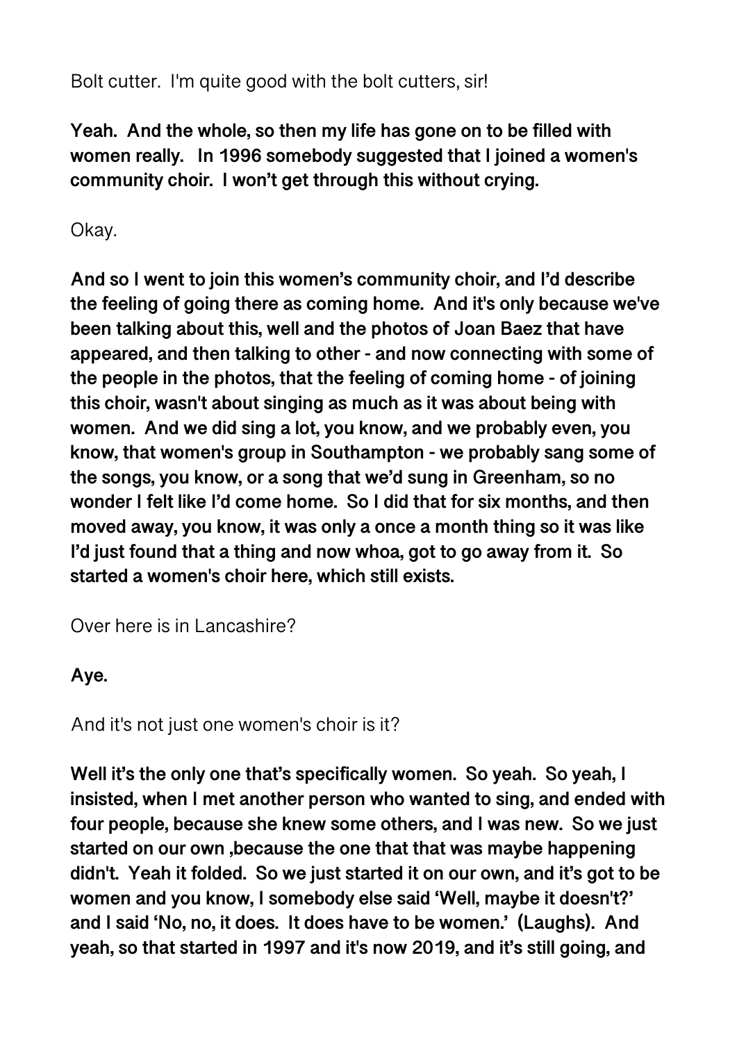Bolt cutter.  I'm quite good with the bolt cutters, sir!

**Yeah.  And the whole, so then my life has gone on to be filled with women really.   In 1996 somebody suggested that I joined a women's community choir.  I won't get through this without crying.**

Okay.

**And so I went to join this women's community choir, and I'd describe the feeling of going there as coming home.  And it's only because we've been talking about this, well and the photos of Joan Baez that have appeared, and then talking to other - and now connecting with some of the people in the photos, that the feeling of coming home - of joining this choir, wasn't about singing as much as it was about being with women.  And we did sing a lot, you know, and we probably even, you know, that women's group in Southampton - we probably sang some of the songs, you know, or a song that we'd sung in Greenham, so no wonder I felt like I'd come home.  So I did that for six months, and then moved away, you know, it was only a once a month thing so it was like I'd just found that a thing and now whoa, got to go away from it.  So started a women's choir here, which still exists.**

Over here is in Lancashire?

**Aye.**

And it's not just one women's choir is it?

**Well it's the only one that's specifically women.  So yeah.  So yeah, I insisted, when I met another person who wanted to sing, and ended with four people, because she knew some others, and I was new.  So we just started on our own ,because the one that that was maybe happening didn't.  Yeah it folded.  So we just started it on our own, and it's got to be women and you know, I somebody else said 'Well, maybe it doesn't?' and I said 'No, no, it does.  It does have to be women.'  (Laughs).  And yeah, so that started in 1997 and it's now 2019, and it's still going, and**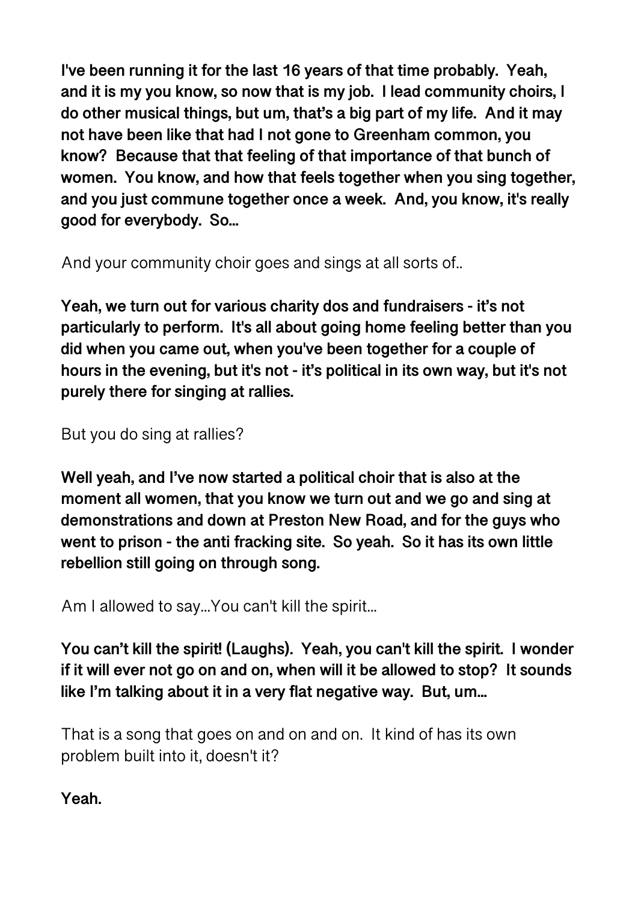**I've been running it for the last 16 years of that time probably. Yeah, and it is my you know, so now that is my job. I lead community choirs, I do other musical things, but um, that's a big part of my life. And it may not have been like that had I not gone to Greenham common, you know? Because that that feeling of that importance of that bunch of women. You know, and how that feels together when you sing together, and you just commune together once a week. And, you know, it's really good for everybody. So...**

And your community choir goes and sings at all sorts of..

**Yeah, we turn out for various charity dos and fundraisers - it's not particularly to perform. It's all about going home feeling better than you did when you came out, when you've been together for a couple of hours in the evening, but it's not - it's political in its own way, but it's not purely there for singing at rallies.**

But you do sing at rallies?

**Well yeah, and I've now started a political choir that is also at the moment all women, that you know we turn out and we go and sing at demonstrations and down at Preston New Road, and for the guys who went to prison - the anti fracking site. So yeah. So it has its own little rebellion still going on through song.**

Am I allowed to say...You can't kill the spirit...

**You can't kill the spirit! (Laughs). Yeah, you can't kill the spirit. I wonder if it will ever not go on and on, when will it be allowed to stop? It sounds like I'm talking about it in a very flat negative way. But, um...**

That is a song that goes on and on and on. It kind of has its own problem built into it, doesn't it?

**Yeah.**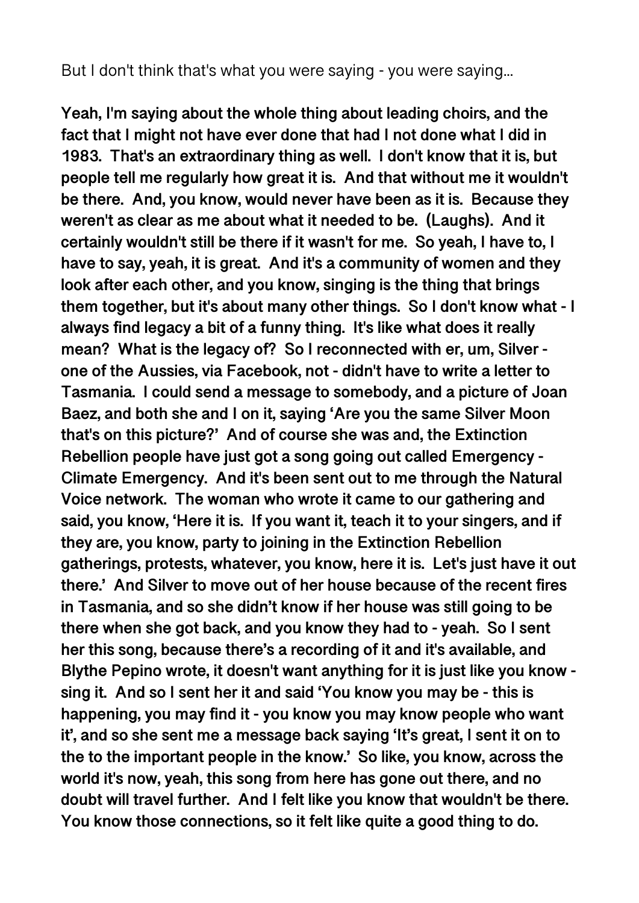But I don't think that's what you were saying - you were saying...

**Yeah, I'm saying about the whole thing about leading choirs, and the fact that I might not have ever done that had I not done what I did in 1983. That's an extraordinary thing as well. I don't know that it is, but people tell me regularly how great it is. And that without me it wouldn't be there. And, you know, would never have been as it is. Because they weren't as clear as me about what it needed to be. (Laughs). And it certainly wouldn't still be there if it wasn't for me. So yeah, I have to, I have to say, yeah, it is great. And it's a community of women and they look after each other, and you know, singing is the thing that brings them together, but it's about many other things. So I don't know what - I always find legacy a bit of a funny thing. It's like what does it really mean? What is the legacy of? So I reconnected with er, um, Silver - one of the Aussies, via Facebook, not - didn't have to write a letter to Tasmania. I could send a message to somebody, and a picture of Joan Baez, and both she and I on it, saying 'Are you the same Silver Moon that's on this picture?' And of course she was and, the Extinction Rebellion people have just got a song going out called Emergency - Climate Emergency. And it's been sent out to me through the Natural Voice network. The woman who wrote it came to our gathering and said, you know, 'Here it is. If you want it, teach it to your singers, and if they are, you know, party to joining in the Extinction Rebellion gatherings, protests, whatever, you know, here it is. Let's just have it out there.' And Silver to move out of her house because of the recent fires in Tasmania, and so she didn't know if her house was still going to be there when she got back, and you know they had to - yeah. So I sent her this song, because there's a recording of it and it's available, and Blythe Pepino wrote, it doesn't want anything for it is just like you know - sing it. And so I sent her it and said 'You know you may be - this is happening, you may find it - you know you may know people who want it', and so she sent me a message back saying 'It's great, I sent it on to the to the important people in the know.' So like, you know, across the world it's now, yeah, this song from here has gone out there, and no doubt will travel further. And I felt like you know that wouldn't be there. You know those connections, so it felt like quite a good thing to do.**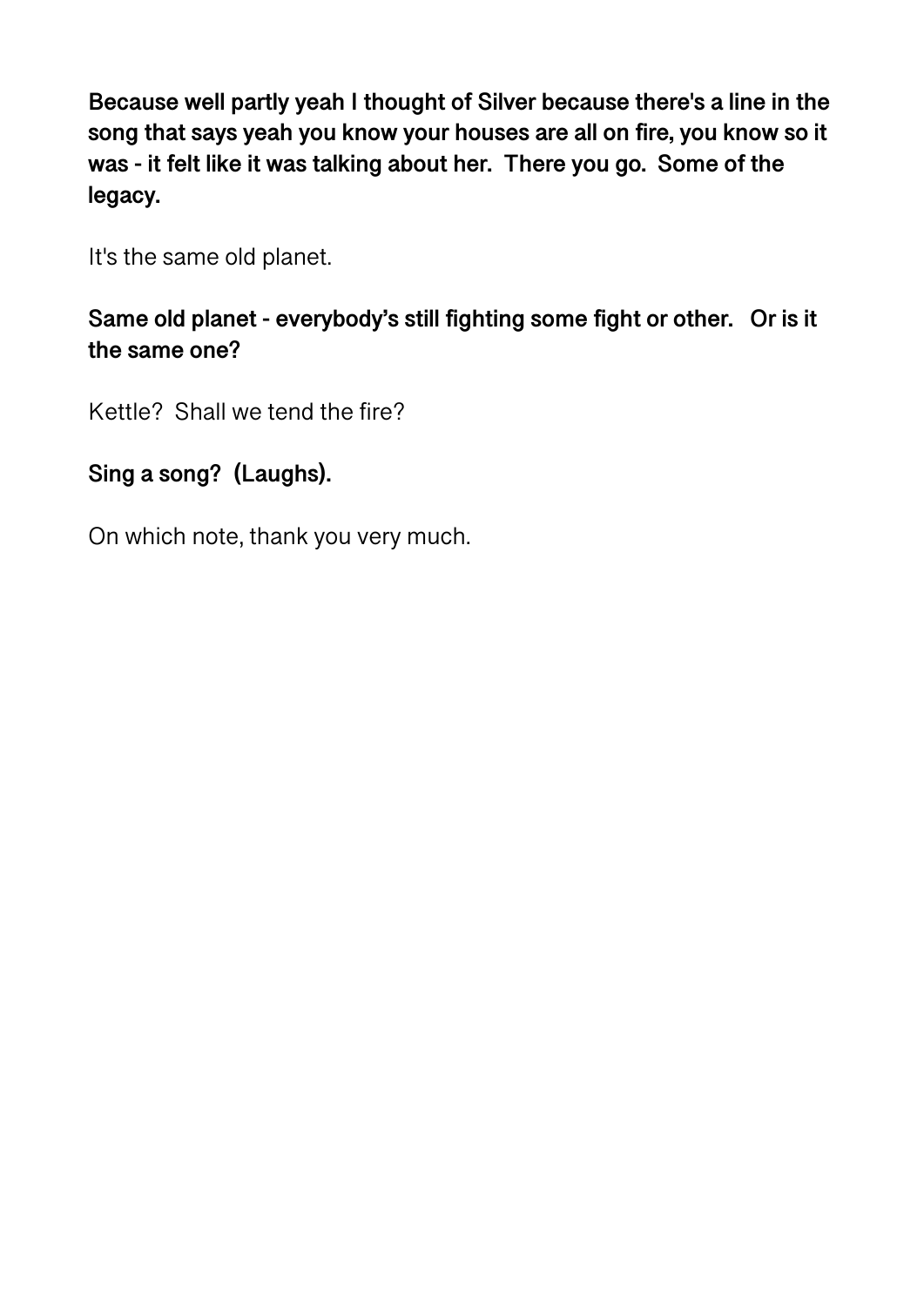**Because well partly yeah I thought of Silver because there's a line in the song that says yeah you know your houses are all on fire, you know so it was - it felt like it was talking about her. There you go. Some of the legacy.**

It's the same old planet.

**Same old planet - everybody's still fighting some fight or other. Or is it the same one?**

Kettle? Shall we tend the fire?

**Sing a song? (Laughs).**

On which note, thank you very much.